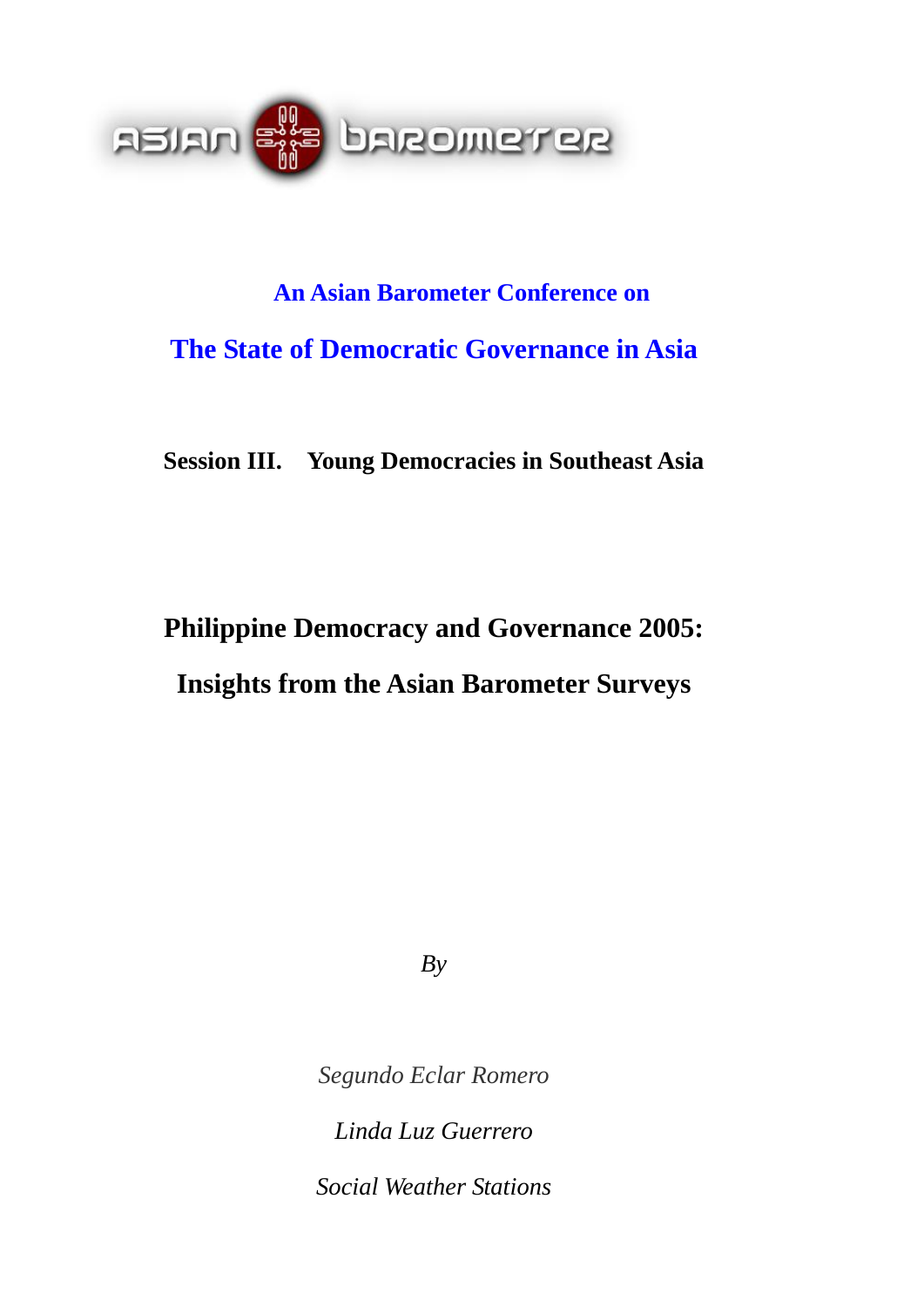ASIAN BAROMETER

**An Asian Barometer Conference on**

## The State of Democratic Governance in Asia

**Session III. Young Democracies in Southeast Asia**

# Philippine Democracy and Governance 2005: Insights from the Asian Barometer Surveys

*By*

*Segundo Eclar Romero*

*Linda Luz Guerrero*

*Social Weather Stations*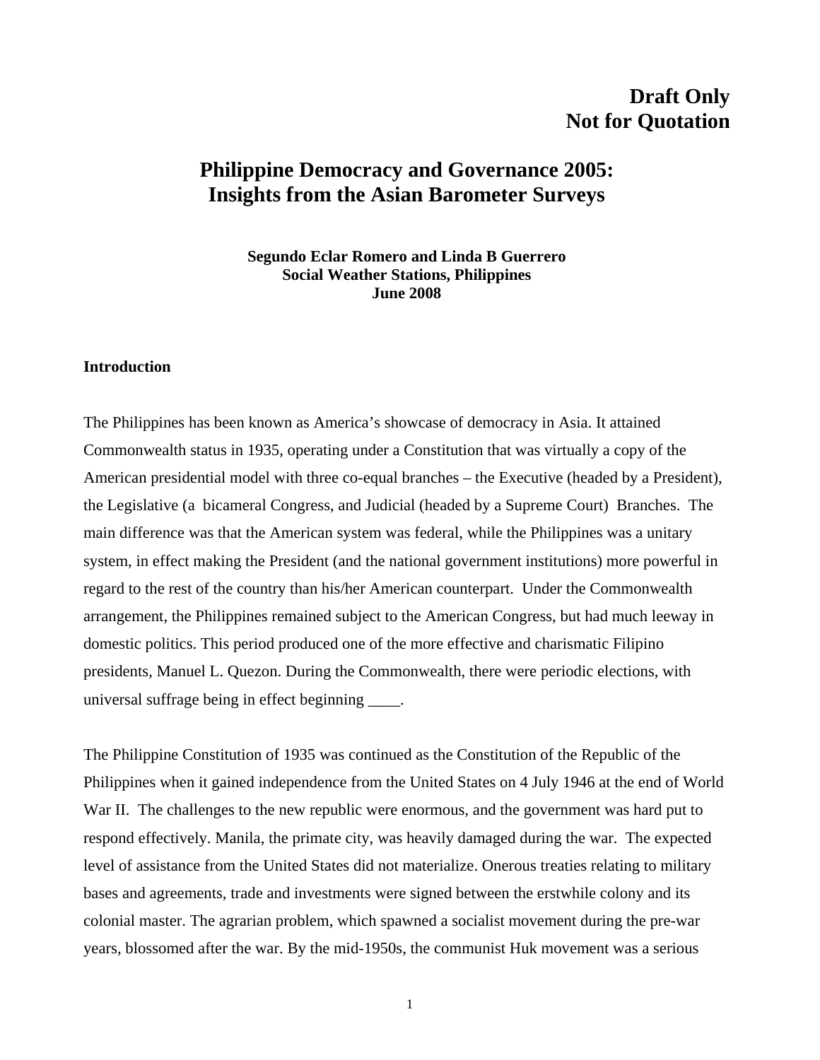**Draft Only**
**Not for Quotation**

# Philippine Democracy and Governance 2005: Insights from the Asian Barometer Surveys

**Segundo Eclar Romero and Linda B Guerrero**
**Social Weather Stations, Philippines**
**June 2008**

## Introduction

The Philippines has been known as America's showcase of democracy in Asia. It attained Commonwealth status in 1935, operating under a Constitution that was virtually a copy of the American presidential model with three co-equal branches – the Executive (headed by a President), the Legislative (a bicameral Congress, and Judicial (headed by a Supreme Court) Branches. The main difference was that the American system was federal, while the Philippines was a unitary system, in effect making the President (and the national government institutions) more powerful in regard to the rest of the country than his/her American counterpart. Under the Commonwealth arrangement, the Philippines remained subject to the American Congress, but had much leeway in domestic politics. This period produced one of the more effective and charismatic Filipino presidents, Manuel L. Quezon. During the Commonwealth, there were periodic elections, with universal suffrage being in effect beginning ____.

The Philippine Constitution of 1935 was continued as the Constitution of the Republic of the Philippines when it gained independence from the United States on 4 July 1946 at the end of World War II. The challenges to the new republic were enormous, and the government was hard put to respond effectively. Manila, the primate city, was heavily damaged during the war. The expected level of assistance from the United States did not materialize. Onerous treaties relating to military bases and agreements, trade and investments were signed between the erstwhile colony and its colonial master. The agrarian problem, which spawned a socialist movement during the pre-war years, blossomed after the war. By the mid-1950s, the communist Huk movement was a serious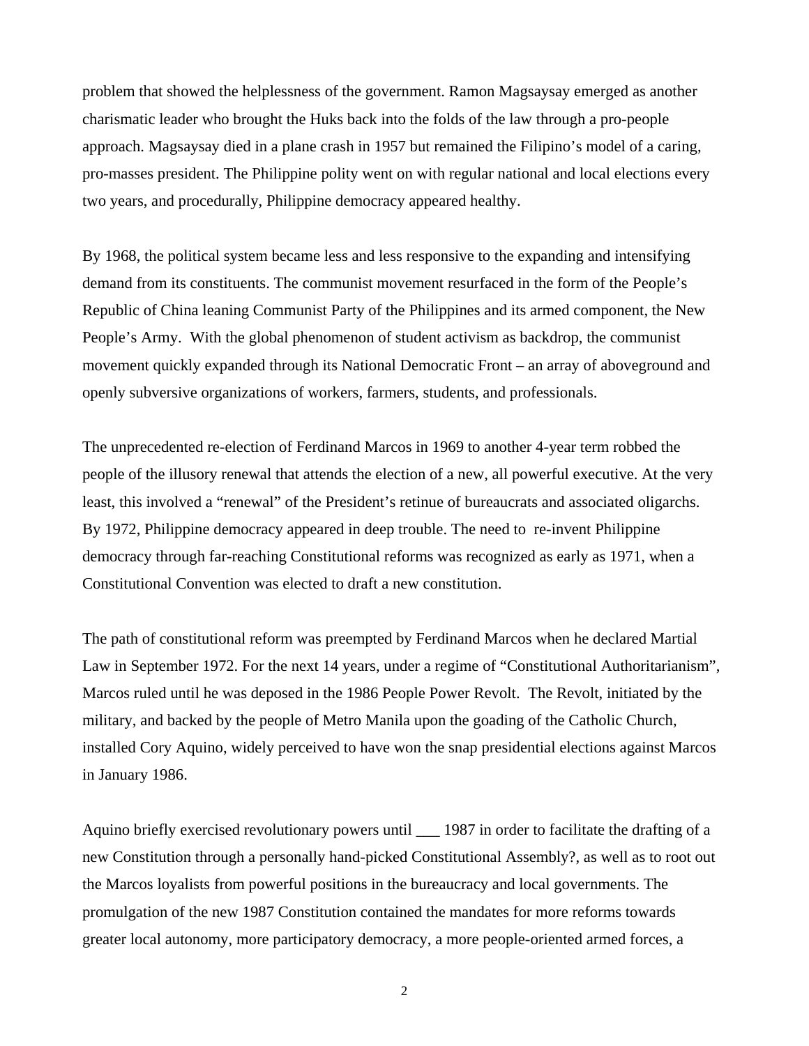problem that showed the helplessness of the government. Ramon Magsaysay emerged as another charismatic leader who brought the Huks back into the folds of the law through a pro-people approach. Magsaysay died in a plane crash in 1957 but remained the Filipino's model of a caring, pro-masses president. The Philippine polity went on with regular national and local elections every two years, and procedurally, Philippine democracy appeared healthy.

By 1968, the political system became less and less responsive to the expanding and intensifying demand from its constituents. The communist movement resurfaced in the form of the People's Republic of China leaning Communist Party of the Philippines and its armed component, the New People's Army. With the global phenomenon of student activism as backdrop, the communist movement quickly expanded through its National Democratic Front – an array of aboveground and openly subversive organizations of workers, farmers, students, and professionals.

The unprecedented re-election of Ferdinand Marcos in 1969 to another 4-year term robbed the people of the illusory renewal that attends the election of a new, all powerful executive. At the very least, this involved a "renewal" of the President's retinue of bureaucrats and associated oligarchs. By 1972, Philippine democracy appeared in deep trouble. The need to re-invent Philippine democracy through far-reaching Constitutional reforms was recognized as early as 1971, when a Constitutional Convention was elected to draft a new constitution.

The path of constitutional reform was preempted by Ferdinand Marcos when he declared Martial Law in September 1972. For the next 14 years, under a regime of "Constitutional Authoritarianism", Marcos ruled until he was deposed in the 1986 People Power Revolt. The Revolt, initiated by the military, and backed by the people of Metro Manila upon the goading of the Catholic Church, installed Cory Aquino, widely perceived to have won the snap presidential elections against Marcos in January 1986.

Aquino briefly exercised revolutionary powers until ___ 1987 in order to facilitate the drafting of a new Constitution through a personally hand-picked Constitutional Assembly?, as well as to root out the Marcos loyalists from powerful positions in the bureaucracy and local governments. The promulgation of the new 1987 Constitution contained the mandates for more reforms towards greater local autonomy, more participatory democracy, a more people-oriented armed forces, a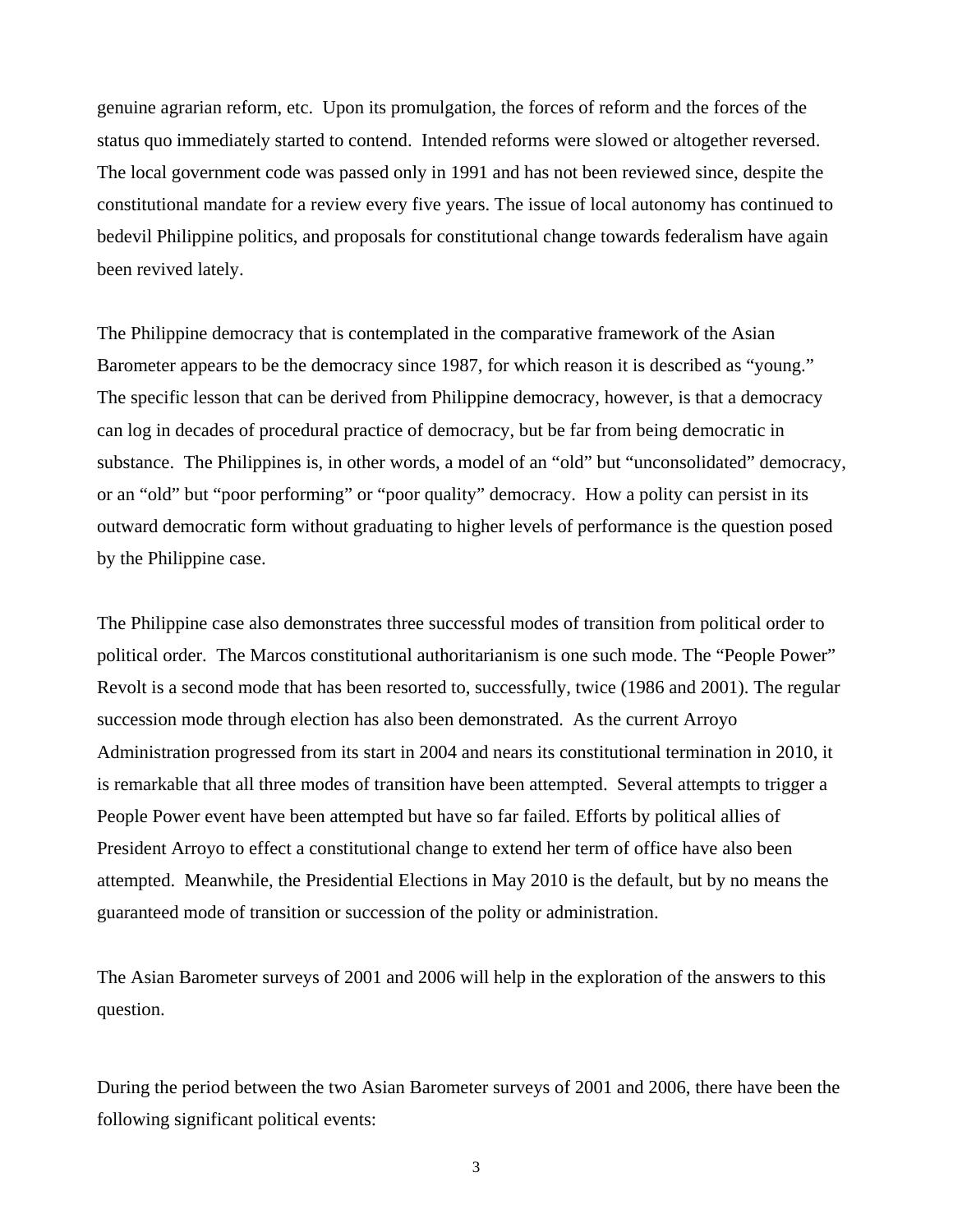genuine agrarian reform, etc. Upon its promulgation, the forces of reform and the forces of the status quo immediately started to contend. Intended reforms were slowed or altogether reversed. The local government code was passed only in 1991 and has not been reviewed since, despite the constitutional mandate for a review every five years. The issue of local autonomy has continued to bedevil Philippine politics, and proposals for constitutional change towards federalism have again been revived lately.

The Philippine democracy that is contemplated in the comparative framework of the Asian Barometer appears to be the democracy since 1987, for which reason it is described as "young." The specific lesson that can be derived from Philippine democracy, however, is that a democracy can log in decades of procedural practice of democracy, but be far from being democratic in substance. The Philippines is, in other words, a model of an "old" but "unconsolidated" democracy, or an "old" but "poor performing" or "poor quality" democracy. How a polity can persist in its outward democratic form without graduating to higher levels of performance is the question posed by the Philippine case.

The Philippine case also demonstrates three successful modes of transition from political order to political order. The Marcos constitutional authoritarianism is one such mode. The "People Power" Revolt is a second mode that has been resorted to, successfully, twice (1986 and 2001). The regular succession mode through election has also been demonstrated. As the current Arroyo Administration progressed from its start in 2004 and nears its constitutional termination in 2010, it is remarkable that all three modes of transition have been attempted. Several attempts to trigger a People Power event have been attempted but have so far failed. Efforts by political allies of President Arroyo to effect a constitutional change to extend her term of office have also been attempted. Meanwhile, the Presidential Elections in May 2010 is the default, but by no means the guaranteed mode of transition or succession of the polity or administration.

The Asian Barometer surveys of 2001 and 2006 will help in the exploration of the answers to this question.

During the period between the two Asian Barometer surveys of 2001 and 2006, there have been the following significant political events: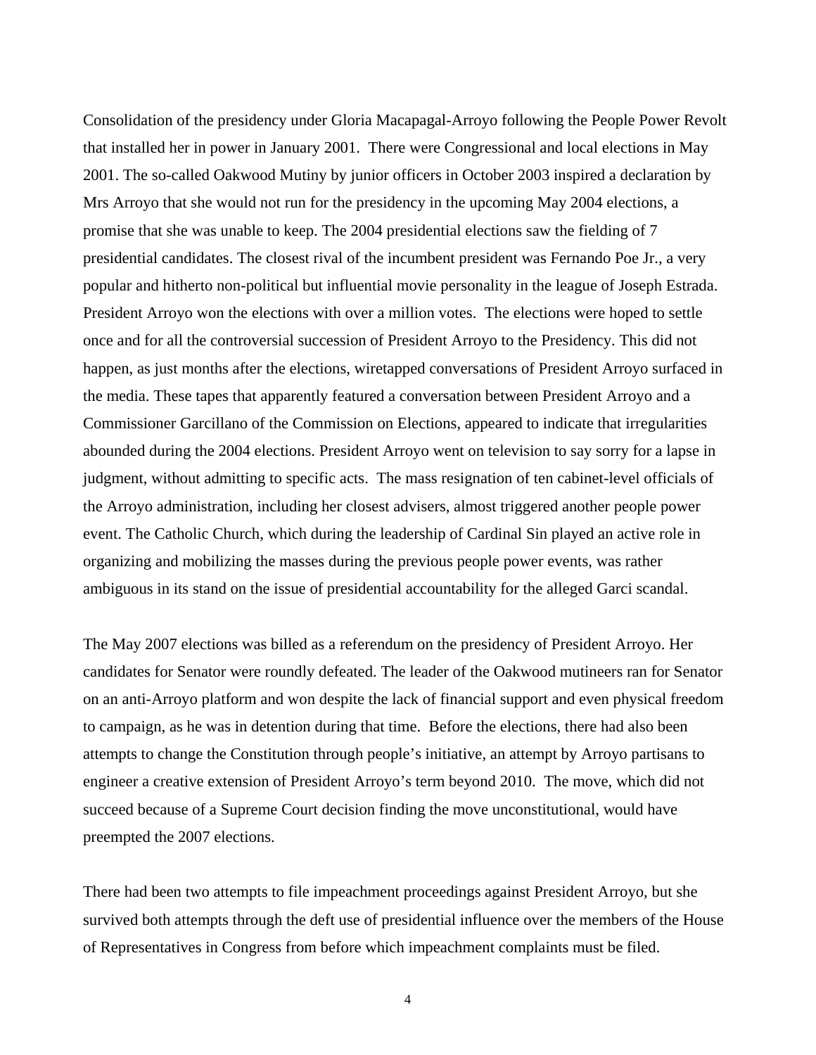Consolidation of the presidency under Gloria Macapagal-Arroyo following the People Power Revolt that installed her in power in January 2001. There were Congressional and local elections in May 2001. The so-called Oakwood Mutiny by junior officers in October 2003 inspired a declaration by Mrs Arroyo that she would not run for the presidency in the upcoming May 2004 elections, a promise that she was unable to keep. The 2004 presidential elections saw the fielding of 7 presidential candidates. The closest rival of the incumbent president was Fernando Poe Jr., a very popular and hitherto non-political but influential movie personality in the league of Joseph Estrada. President Arroyo won the elections with over a million votes. The elections were hoped to settle once and for all the controversial succession of President Arroyo to the Presidency. This did not happen, as just months after the elections, wiretapped conversations of President Arroyo surfaced in the media. These tapes that apparently featured a conversation between President Arroyo and a Commissioner Garcillano of the Commission on Elections, appeared to indicate that irregularities abounded during the 2004 elections. President Arroyo went on television to say sorry for a lapse in judgment, without admitting to specific acts. The mass resignation of ten cabinet-level officials of the Arroyo administration, including her closest advisers, almost triggered another people power event. The Catholic Church, which during the leadership of Cardinal Sin played an active role in organizing and mobilizing the masses during the previous people power events, was rather ambiguous in its stand on the issue of presidential accountability for the alleged Garci scandal.

The May 2007 elections was billed as a referendum on the presidency of President Arroyo. Her candidates for Senator were roundly defeated. The leader of the Oakwood mutineers ran for Senator on an anti-Arroyo platform and won despite the lack of financial support and even physical freedom to campaign, as he was in detention during that time. Before the elections, there had also been attempts to change the Constitution through people's initiative, an attempt by Arroyo partisans to engineer a creative extension of President Arroyo's term beyond 2010. The move, which did not succeed because of a Supreme Court decision finding the move unconstitutional, would have preempted the 2007 elections.

There had been two attempts to file impeachment proceedings against President Arroyo, but she survived both attempts through the deft use of presidential influence over the members of the House of Representatives in Congress from before which impeachment complaints must be filed.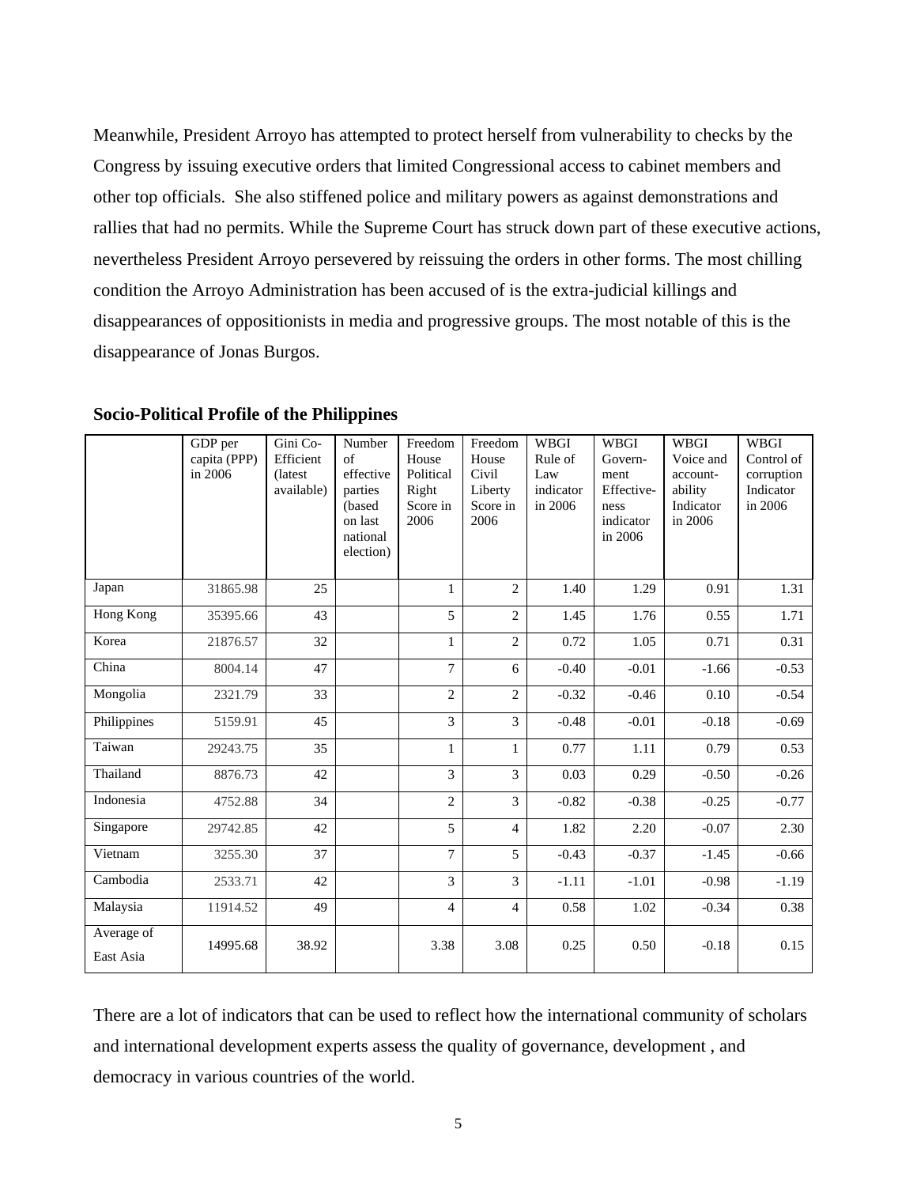Meanwhile, President Arroyo has attempted to protect herself from vulnerability to checks by the Congress by issuing executive orders that limited Congressional access to cabinet members and other top officials. She also stiffened police and military powers as against demonstrations and rallies that had no permits. While the Supreme Court has struck down part of these executive actions, nevertheless President Arroyo persevered by reissuing the orders in other forms. The most chilling condition the Arroyo Administration has been accused of is the extra-judicial killings and disappearances of oppositionists in media and progressive groups. The most notable of this is the disappearance of Jonas Burgos.

**Socio-Political Profile of the Philippines**

| | GDP per capita (PPP) in 2006 | Gini Co-Efficient (latest available) | Number of effective parties (based on last national election) | Freedom House Political Right Score in 2006 | Freedom House Civil Liberty Score in 2006 | WBGI Rule of Law indicator in 2006 | WBGI Govern-ment Effective-ness indicator in 2006 | WBGI Voice and account-ability Indicator in 2006 | WBGI Control of corruption Indicator in 2006 |
|---|---|---|---|---|---|---|---|---|---|
| Japan | 31865.98 | 25 | | 1 | 2 | 1.40 | 1.29 | 0.91 | 1.31 |
| Hong Kong | 35395.66 | 43 | | 5 | 2 | 1.45 | 1.76 | 0.55 | 1.71 |
| Korea | 21876.57 | 32 | | 1 | 2 | 0.72 | 1.05 | 0.71 | 0.31 |
| China | 8004.14 | 47 | | 7 | 6 | -0.40 | -0.01 | -1.66 | -0.53 |
| Mongolia | 2321.79 | 33 | | 2 | 2 | -0.32 | -0.46 | 0.10 | -0.54 |
| Philippines | 5159.91 | 45 | | 3 | 3 | -0.48 | -0.01 | -0.18 | -0.69 |
| Taiwan | 29243.75 | 35 | | 1 | 1 | 0.77 | 1.11 | 0.79 | 0.53 |
| Thailand | 8876.73 | 42 | | 3 | 3 | 0.03 | 0.29 | -0.50 | -0.26 |
| Indonesia | 4752.88 | 34 | | 2 | 3 | -0.82 | -0.38 | -0.25 | -0.77 |
| Singapore | 29742.85 | 42 | | 5 | 4 | 1.82 | 2.20 | -0.07 | 2.30 |
| Vietnam | 3255.30 | 37 | | 7 | 5 | -0.43 | -0.37 | -1.45 | -0.66 |
| Cambodia | 2533.71 | 42 | | 3 | 3 | -1.11 | -1.01 | -0.98 | -1.19 |
| Malaysia | 11914.52 | 49 | | 4 | 4 | 0.58 | 1.02 | -0.34 | 0.38 |
| Average of East Asia | 14995.68 | 38.92 | | 3.38 | 3.08 | 0.25 | 0.50 | -0.18 | 0.15 |

There are a lot of indicators that can be used to reflect how the international community of scholars and international development experts assess the quality of governance, development , and democracy in various countries of the world.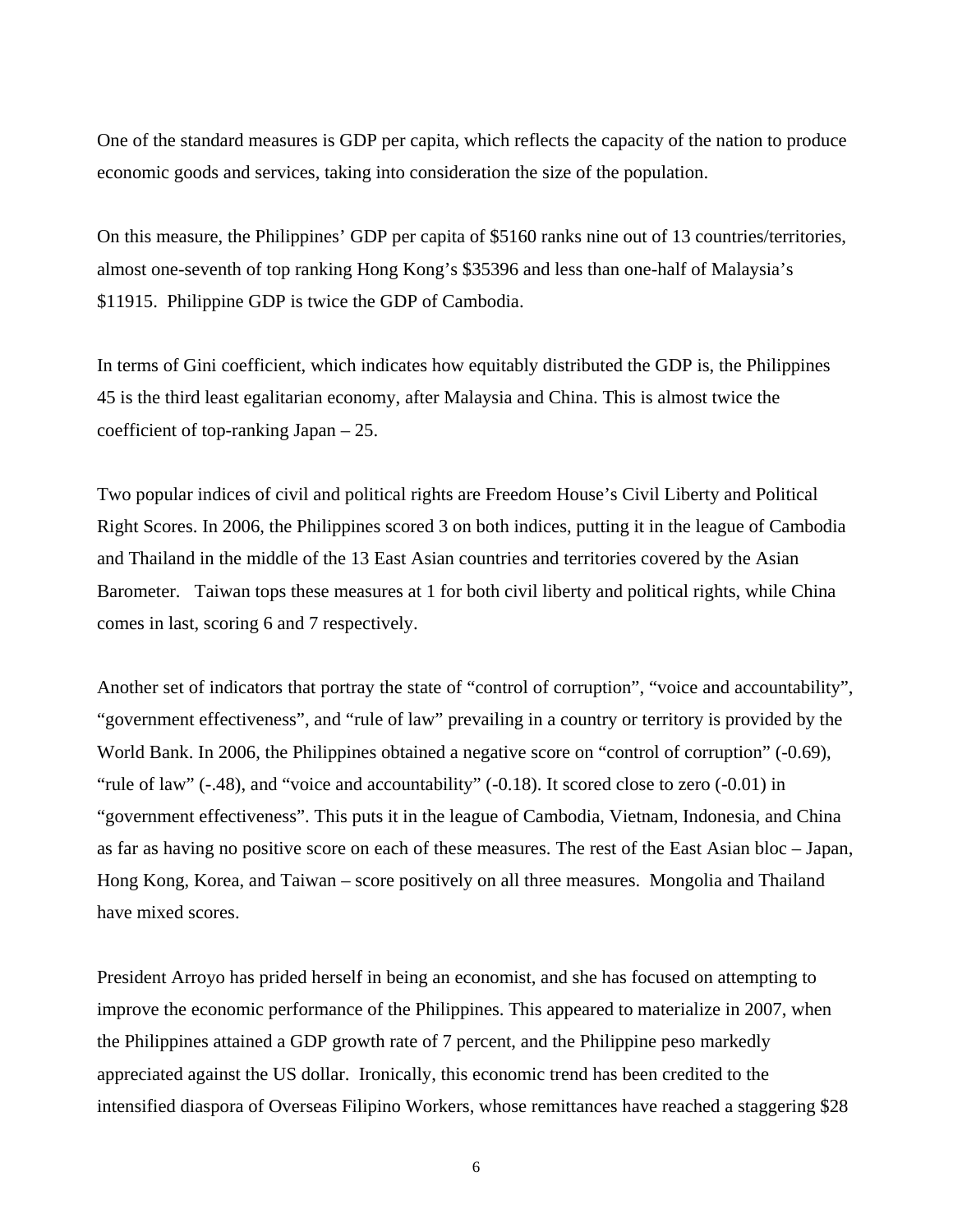One of the standard measures is GDP per capita, which reflects the capacity of the nation to produce economic goods and services, taking into consideration the size of the population.

On this measure, the Philippines' GDP per capita of $5160 ranks nine out of 13 countries/territories, almost one-seventh of top ranking Hong Kong's $35396 and less than one-half of Malaysia's $11915. Philippine GDP is twice the GDP of Cambodia.

In terms of Gini coefficient, which indicates how equitably distributed the GDP is, the Philippines 45 is the third least egalitarian economy, after Malaysia and China. This is almost twice the coefficient of top-ranking Japan – 25.

Two popular indices of civil and political rights are Freedom House's Civil Liberty and Political Right Scores. In 2006, the Philippines scored 3 on both indices, putting it in the league of Cambodia and Thailand in the middle of the 13 East Asian countries and territories covered by the Asian Barometer. Taiwan tops these measures at 1 for both civil liberty and political rights, while China comes in last, scoring 6 and 7 respectively.

Another set of indicators that portray the state of "control of corruption", "voice and accountability", "government effectiveness", and "rule of law" prevailing in a country or territory is provided by the World Bank. In 2006, the Philippines obtained a negative score on "control of corruption" (-0.69), "rule of law" (-.48), and "voice and accountability" (-0.18). It scored close to zero (-0.01) in "government effectiveness". This puts it in the league of Cambodia, Vietnam, Indonesia, and China as far as having no positive score on each of these measures. The rest of the East Asian bloc – Japan, Hong Kong, Korea, and Taiwan – score positively on all three measures. Mongolia and Thailand have mixed scores.

President Arroyo has prided herself in being an economist, and she has focused on attempting to improve the economic performance of the Philippines. This appeared to materialize in 2007, when the Philippines attained a GDP growth rate of 7 percent, and the Philippine peso markedly appreciated against the US dollar. Ironically, this economic trend has been credited to the intensified diaspora of Overseas Filipino Workers, whose remittances have reached a staggering $28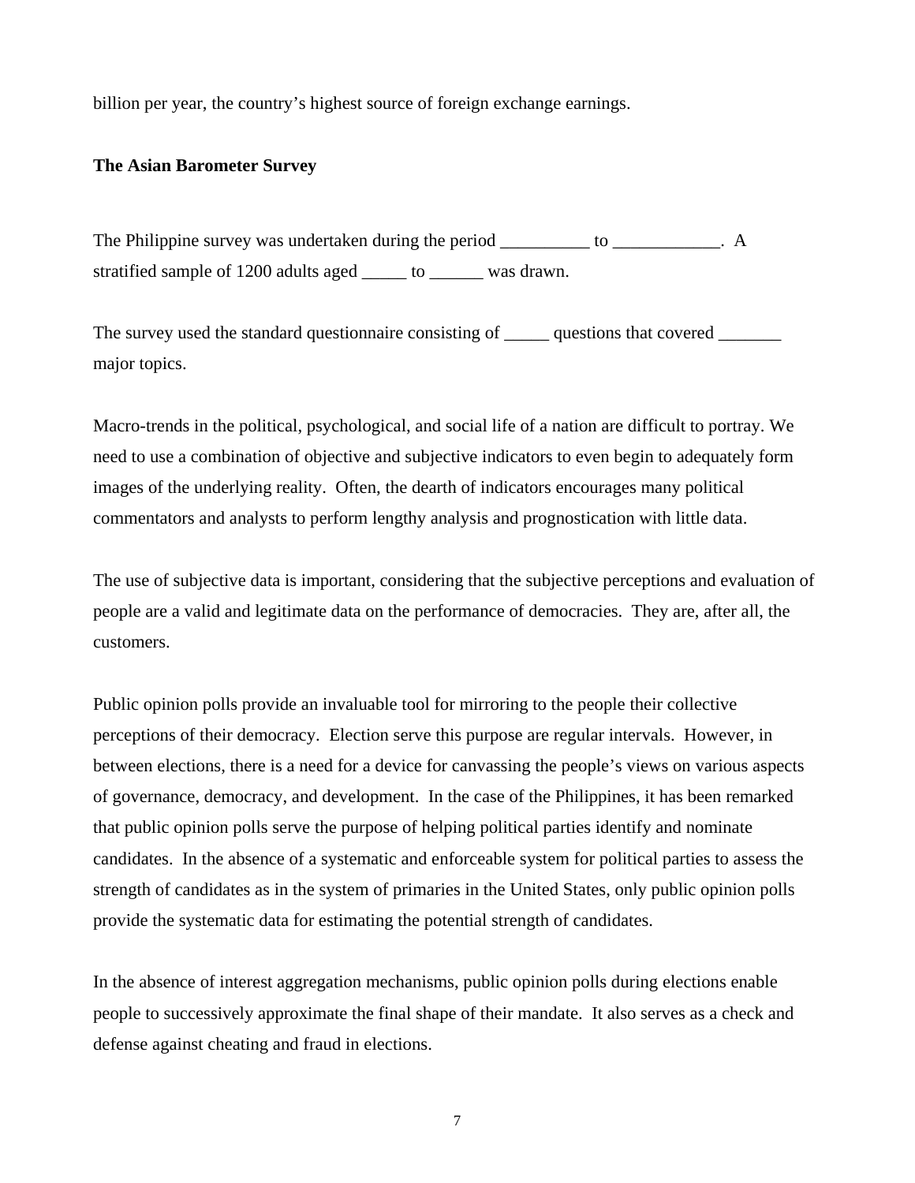billion per year, the country's highest source of foreign exchange earnings.

**The Asian Barometer Survey**

The Philippine survey was undertaken during the period __________ to ____________. A stratified sample of 1200 adults aged _____ to ______ was drawn.

The survey used the standard questionnaire consisting of _____ questions that covered _______ major topics.

Macro-trends in the political, psychological, and social life of a nation are difficult to portray. We need to use a combination of objective and subjective indicators to even begin to adequately form images of the underlying reality. Often, the dearth of indicators encourages many political commentators and analysts to perform lengthy analysis and prognostication with little data.

The use of subjective data is important, considering that the subjective perceptions and evaluation of people are a valid and legitimate data on the performance of democracies. They are, after all, the customers.

Public opinion polls provide an invaluable tool for mirroring to the people their collective perceptions of their democracy. Election serve this purpose are regular intervals. However, in between elections, there is a need for a device for canvassing the people's views on various aspects of governance, democracy, and development. In the case of the Philippines, it has been remarked that public opinion polls serve the purpose of helping political parties identify and nominate candidates. In the absence of a systematic and enforceable system for political parties to assess the strength of candidates as in the system of primaries in the United States, only public opinion polls provide the systematic data for estimating the potential strength of candidates.

In the absence of interest aggregation mechanisms, public opinion polls during elections enable people to successively approximate the final shape of their mandate. It also serves as a check and defense against cheating and fraud in elections.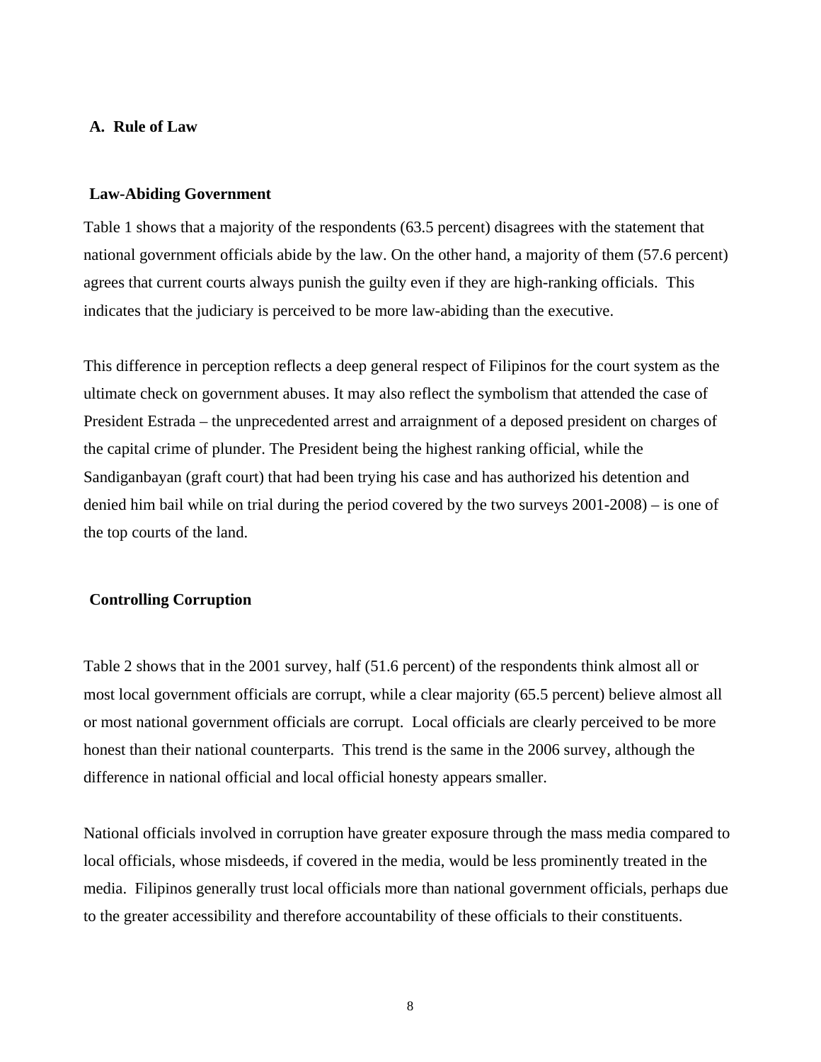## A. Rule of Law

### Law-Abiding Government

Table 1 shows that a majority of the respondents (63.5 percent) disagrees with the statement that national government officials abide by the law. On the other hand, a majority of them (57.6 percent) agrees that current courts always punish the guilty even if they are high-ranking officials. This indicates that the judiciary is perceived to be more law-abiding than the executive.

This difference in perception reflects a deep general respect of Filipinos for the court system as the ultimate check on government abuses. It may also reflect the symbolism that attended the case of President Estrada – the unprecedented arrest and arraignment of a deposed president on charges of the capital crime of plunder. The President being the highest ranking official, while the Sandiganbayan (graft court) that had been trying his case and has authorized his detention and denied him bail while on trial during the period covered by the two surveys 2001-2008) – is one of the top courts of the land.

### Controlling Corruption

Table 2 shows that in the 2001 survey, half (51.6 percent) of the respondents think almost all or most local government officials are corrupt, while a clear majority (65.5 percent) believe almost all or most national government officials are corrupt. Local officials are clearly perceived to be more honest than their national counterparts. This trend is the same in the 2006 survey, although the difference in national official and local official honesty appears smaller.

National officials involved in corruption have greater exposure through the mass media compared to local officials, whose misdeeds, if covered in the media, would be less prominently treated in the media. Filipinos generally trust local officials more than national government officials, perhaps due to the greater accessibility and therefore accountability of these officials to their constituents.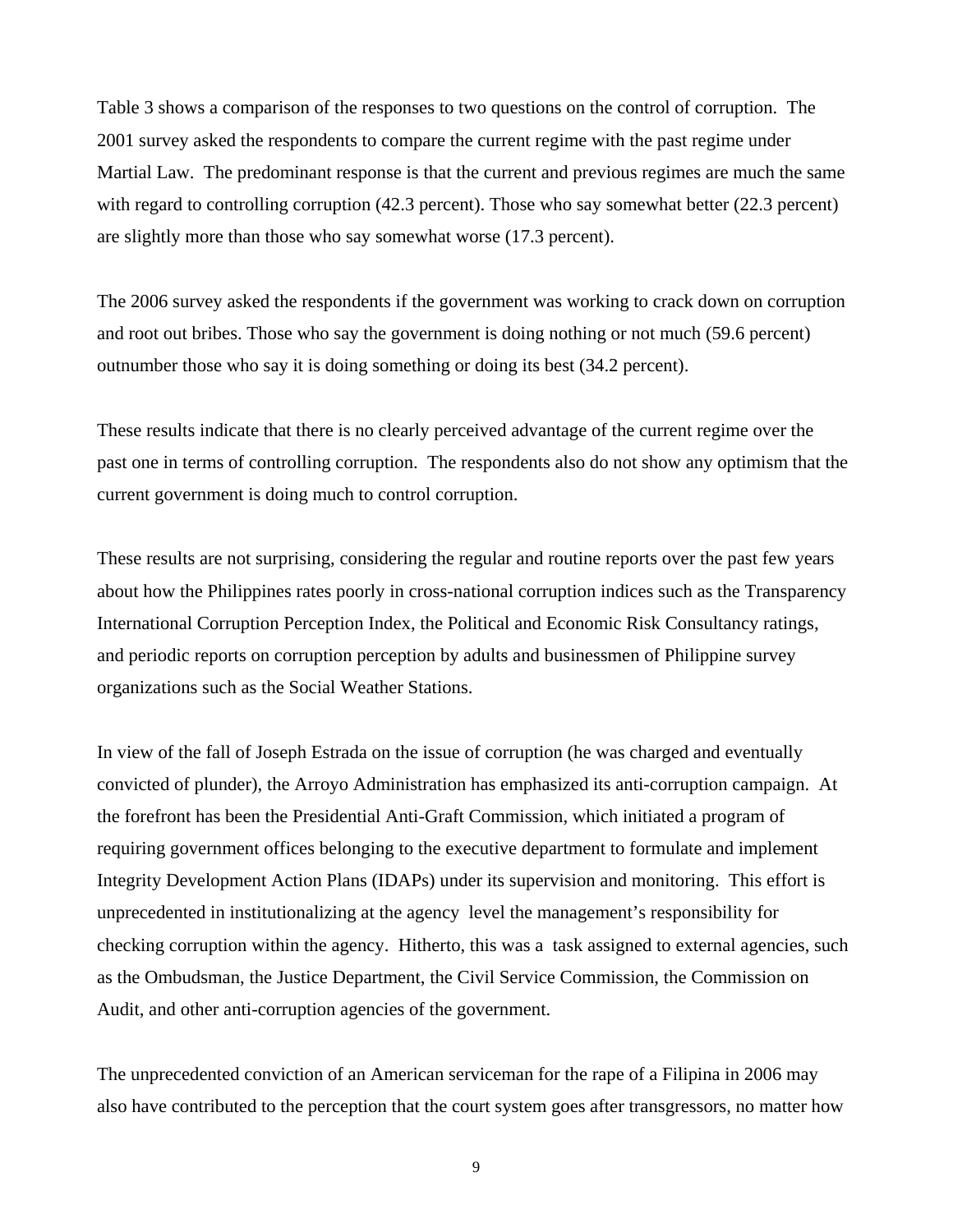Table 3 shows a comparison of the responses to two questions on the control of corruption. The 2001 survey asked the respondents to compare the current regime with the past regime under Martial Law. The predominant response is that the current and previous regimes are much the same with regard to controlling corruption (42.3 percent). Those who say somewhat better (22.3 percent) are slightly more than those who say somewhat worse (17.3 percent).

The 2006 survey asked the respondents if the government was working to crack down on corruption and root out bribes. Those who say the government is doing nothing or not much (59.6 percent) outnumber those who say it is doing something or doing its best (34.2 percent).

These results indicate that there is no clearly perceived advantage of the current regime over the past one in terms of controlling corruption. The respondents also do not show any optimism that the current government is doing much to control corruption.

These results are not surprising, considering the regular and routine reports over the past few years about how the Philippines rates poorly in cross-national corruption indices such as the Transparency International Corruption Perception Index, the Political and Economic Risk Consultancy ratings, and periodic reports on corruption perception by adults and businessmen of Philippine survey organizations such as the Social Weather Stations.

In view of the fall of Joseph Estrada on the issue of corruption (he was charged and eventually convicted of plunder), the Arroyo Administration has emphasized its anti-corruption campaign. At the forefront has been the Presidential Anti-Graft Commission, which initiated a program of requiring government offices belonging to the executive department to formulate and implement Integrity Development Action Plans (IDAPs) under its supervision and monitoring. This effort is unprecedented in institutionalizing at the agency level the management's responsibility for checking corruption within the agency. Hitherto, this was a task assigned to external agencies, such as the Ombudsman, the Justice Department, the Civil Service Commission, the Commission on Audit, and other anti-corruption agencies of the government.

The unprecedented conviction of an American serviceman for the rape of a Filipina in 2006 may also have contributed to the perception that the court system goes after transgressors, no matter how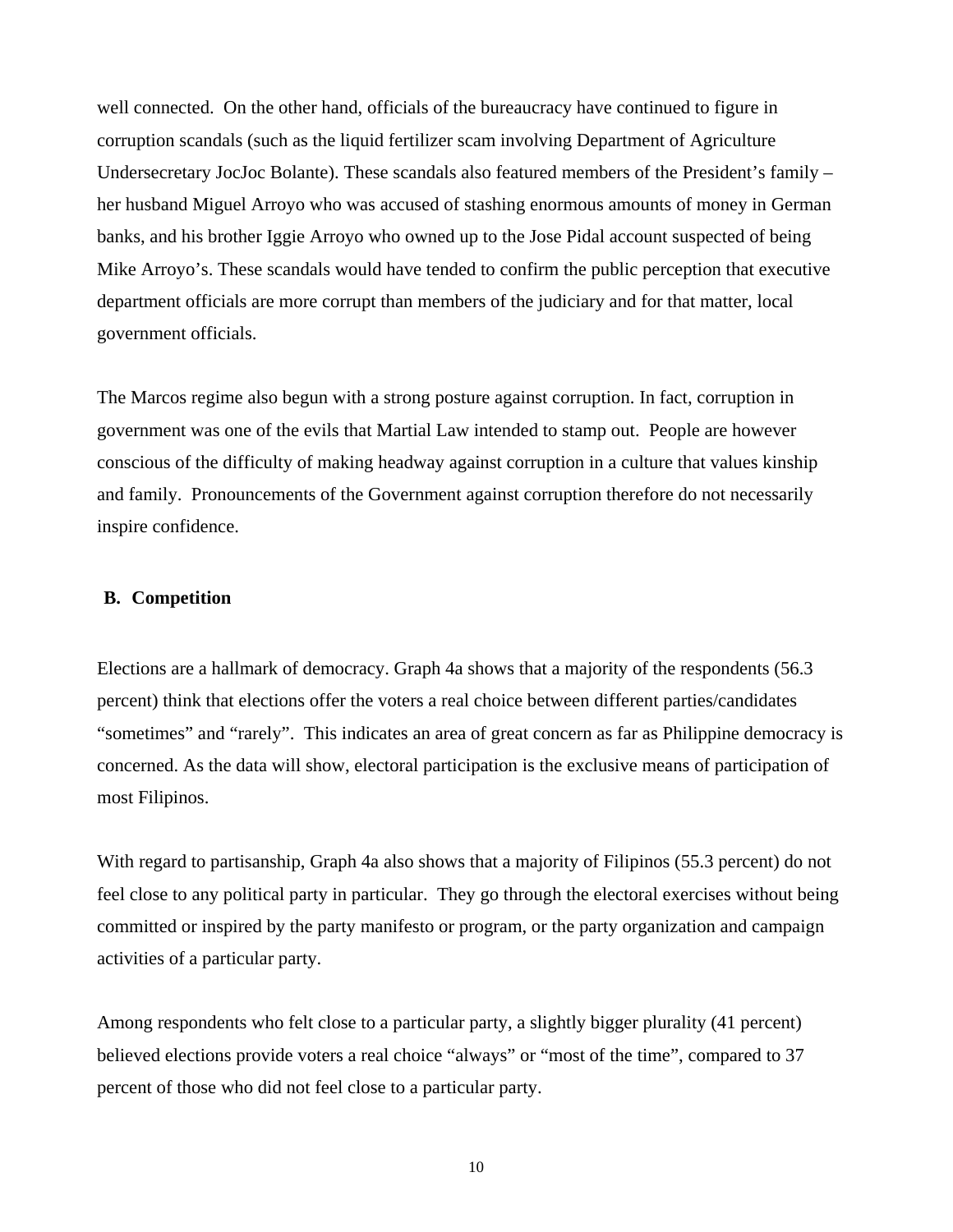well connected. On the other hand, officials of the bureaucracy have continued to figure in corruption scandals (such as the liquid fertilizer scam involving Department of Agriculture Undersecretary JocJoc Bolante). These scandals also featured members of the President's family – her husband Miguel Arroyo who was accused of stashing enormous amounts of money in German banks, and his brother Iggie Arroyo who owned up to the Jose Pidal account suspected of being Mike Arroyo's. These scandals would have tended to confirm the public perception that executive department officials are more corrupt than members of the judiciary and for that matter, local government officials.

The Marcos regime also begun with a strong posture against corruption. In fact, corruption in government was one of the evils that Martial Law intended to stamp out. People are however conscious of the difficulty of making headway against corruption in a culture that values kinship and family. Pronouncements of the Government against corruption therefore do not necessarily inspire confidence.

## B. Competition

Elections are a hallmark of democracy. Graph 4a shows that a majority of the respondents (56.3 percent) think that elections offer the voters a real choice between different parties/candidates "sometimes" and "rarely". This indicates an area of great concern as far as Philippine democracy is concerned. As the data will show, electoral participation is the exclusive means of participation of most Filipinos.

With regard to partisanship, Graph 4a also shows that a majority of Filipinos (55.3 percent) do not feel close to any political party in particular. They go through the electoral exercises without being committed or inspired by the party manifesto or program, or the party organization and campaign activities of a particular party.

Among respondents who felt close to a particular party, a slightly bigger plurality (41 percent) believed elections provide voters a real choice "always" or "most of the time", compared to 37 percent of those who did not feel close to a particular party.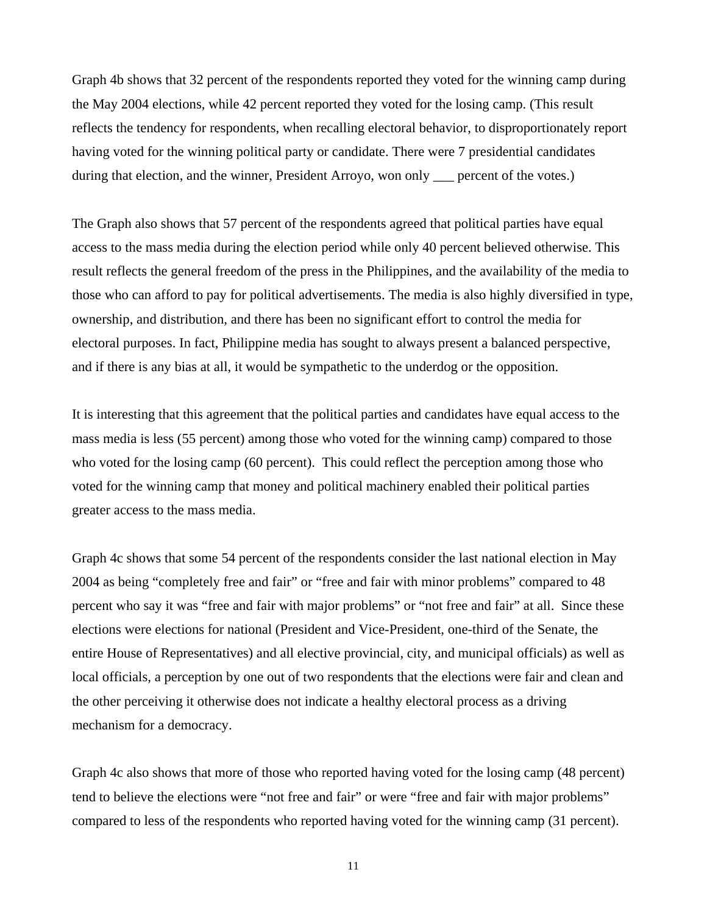Graph 4b shows that 32 percent of the respondents reported they voted for the winning camp during the May 2004 elections, while 42 percent reported they voted for the losing camp. (This result reflects the tendency for respondents, when recalling electoral behavior, to disproportionately report having voted for the winning political party or candidate. There were 7 presidential candidates during that election, and the winner, President Arroyo, won only ___ percent of the votes.)

The Graph also shows that 57 percent of the respondents agreed that political parties have equal access to the mass media during the election period while only 40 percent believed otherwise. This result reflects the general freedom of the press in the Philippines, and the availability of the media to those who can afford to pay for political advertisements. The media is also highly diversified in type, ownership, and distribution, and there has been no significant effort to control the media for electoral purposes. In fact, Philippine media has sought to always present a balanced perspective, and if there is any bias at all, it would be sympathetic to the underdog or the opposition.

It is interesting that this agreement that the political parties and candidates have equal access to the mass media is less (55 percent) among those who voted for the winning camp) compared to those who voted for the losing camp (60 percent). This could reflect the perception among those who voted for the winning camp that money and political machinery enabled their political parties greater access to the mass media.

Graph 4c shows that some 54 percent of the respondents consider the last national election in May 2004 as being "completely free and fair" or "free and fair with minor problems" compared to 48 percent who say it was "free and fair with major problems" or "not free and fair" at all. Since these elections were elections for national (President and Vice-President, one-third of the Senate, the entire House of Representatives) and all elective provincial, city, and municipal officials) as well as local officials, a perception by one out of two respondents that the elections were fair and clean and the other perceiving it otherwise does not indicate a healthy electoral process as a driving mechanism for a democracy.

Graph 4c also shows that more of those who reported having voted for the losing camp (48 percent) tend to believe the elections were "not free and fair" or were "free and fair with major problems" compared to less of the respondents who reported having voted for the winning camp (31 percent).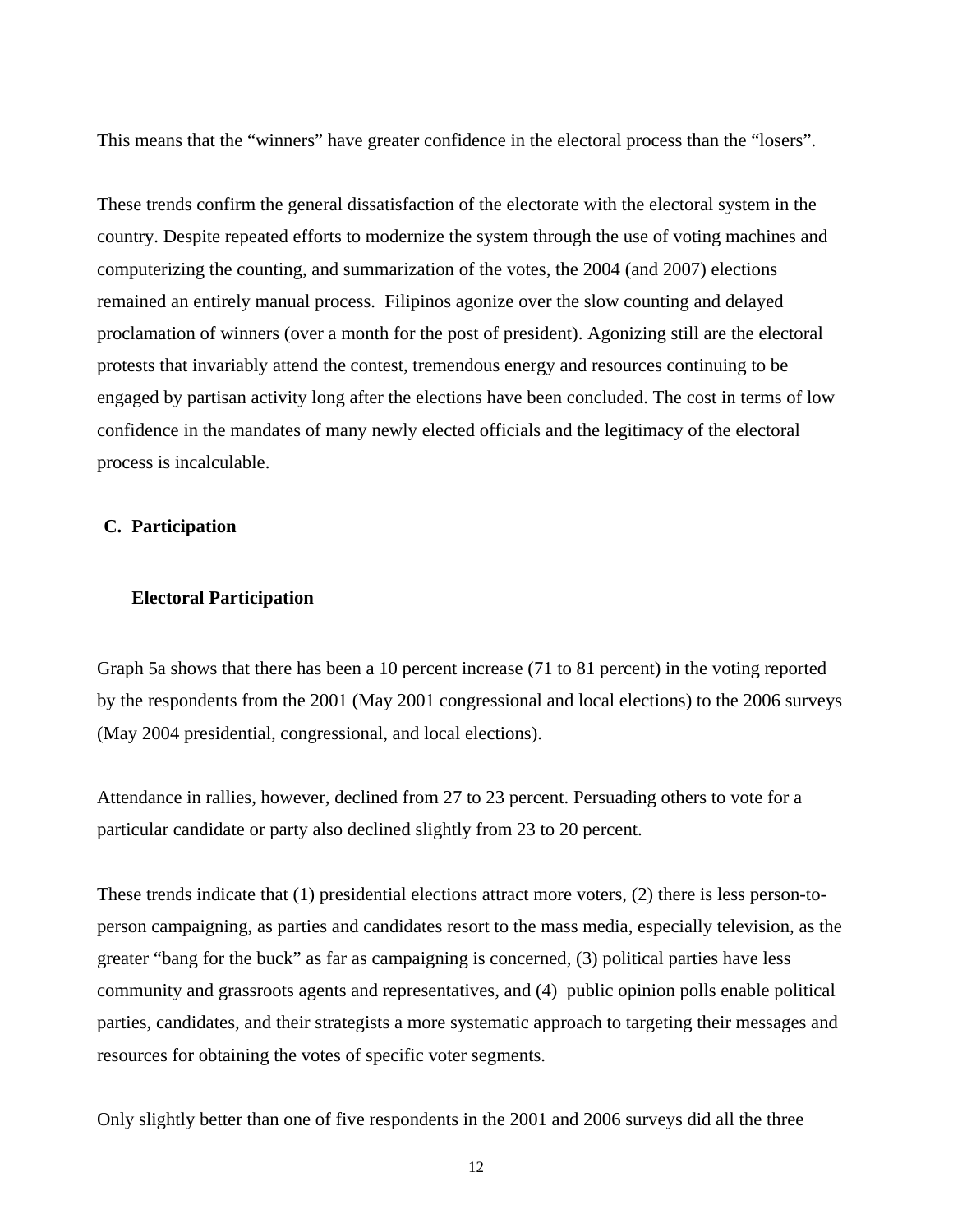This means that the "winners" have greater confidence in the electoral process than the "losers".

These trends confirm the general dissatisfaction of the electorate with the electoral system in the country. Despite repeated efforts to modernize the system through the use of voting machines and computerizing the counting, and summarization of the votes, the 2004 (and 2007) elections remained an entirely manual process. Filipinos agonize over the slow counting and delayed proclamation of winners (over a month for the post of president). Agonizing still are the electoral protests that invariably attend the contest, tremendous energy and resources continuing to be engaged by partisan activity long after the elections have been concluded. The cost in terms of low confidence in the mandates of many newly elected officials and the legitimacy of the electoral process is incalculable.

## C. Participation

### Electoral Participation

Graph 5a shows that there has been a 10 percent increase (71 to 81 percent) in the voting reported by the respondents from the 2001 (May 2001 congressional and local elections) to the 2006 surveys (May 2004 presidential, congressional, and local elections).

Attendance in rallies, however, declined from 27 to 23 percent. Persuading others to vote for a particular candidate or party also declined slightly from 23 to 20 percent.

These trends indicate that (1) presidential elections attract more voters, (2) there is less person-to-person campaigning, as parties and candidates resort to the mass media, especially television, as the greater "bang for the buck" as far as campaigning is concerned, (3) political parties have less community and grassroots agents and representatives, and (4) public opinion polls enable political parties, candidates, and their strategists a more systematic approach to targeting their messages and resources for obtaining the votes of specific voter segments.

Only slightly better than one of five respondents in the 2001 and 2006 surveys did all the three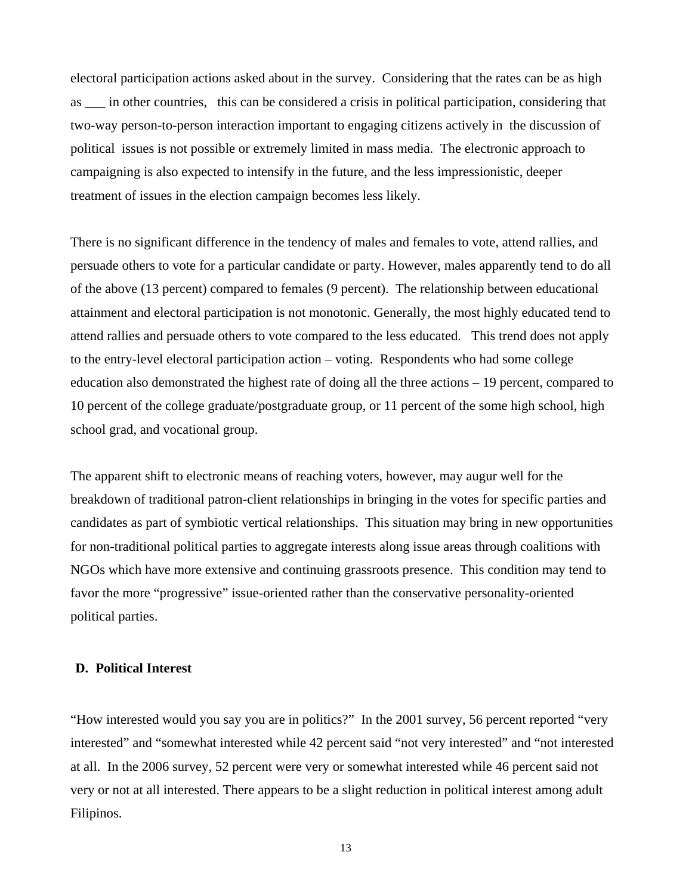electoral participation actions asked about in the survey. Considering that the rates can be as high as ___ in other countries, this can be considered a crisis in political participation, considering that two-way person-to-person interaction important to engaging citizens actively in the discussion of political issues is not possible or extremely limited in mass media. The electronic approach to campaigning is also expected to intensify in the future, and the less impressionistic, deeper treatment of issues in the election campaign becomes less likely.

There is no significant difference in the tendency of males and females to vote, attend rallies, and persuade others to vote for a particular candidate or party. However, males apparently tend to do all of the above (13 percent) compared to females (9 percent). The relationship between educational attainment and electoral participation is not monotonic. Generally, the most highly educated tend to attend rallies and persuade others to vote compared to the less educated. This trend does not apply to the entry-level electoral participation action – voting. Respondents who had some college education also demonstrated the highest rate of doing all the three actions – 19 percent, compared to 10 percent of the college graduate/postgraduate group, or 11 percent of the some high school, high school grad, and vocational group.

The apparent shift to electronic means of reaching voters, however, may augur well for the breakdown of traditional patron-client relationships in bringing in the votes for specific parties and candidates as part of symbiotic vertical relationships. This situation may bring in new opportunities for non-traditional political parties to aggregate interests along issue areas through coalitions with NGOs which have more extensive and continuing grassroots presence. This condition may tend to favor the more "progressive" issue-oriented rather than the conservative personality-oriented political parties.

## D. Political Interest

"How interested would you say you are in politics?" In the 2001 survey, 56 percent reported "very interested" and "somewhat interested while 42 percent said "not very interested" and "not interested at all. In the 2006 survey, 52 percent were very or somewhat interested while 46 percent said not very or not at all interested. There appears to be a slight reduction in political interest among adult Filipinos.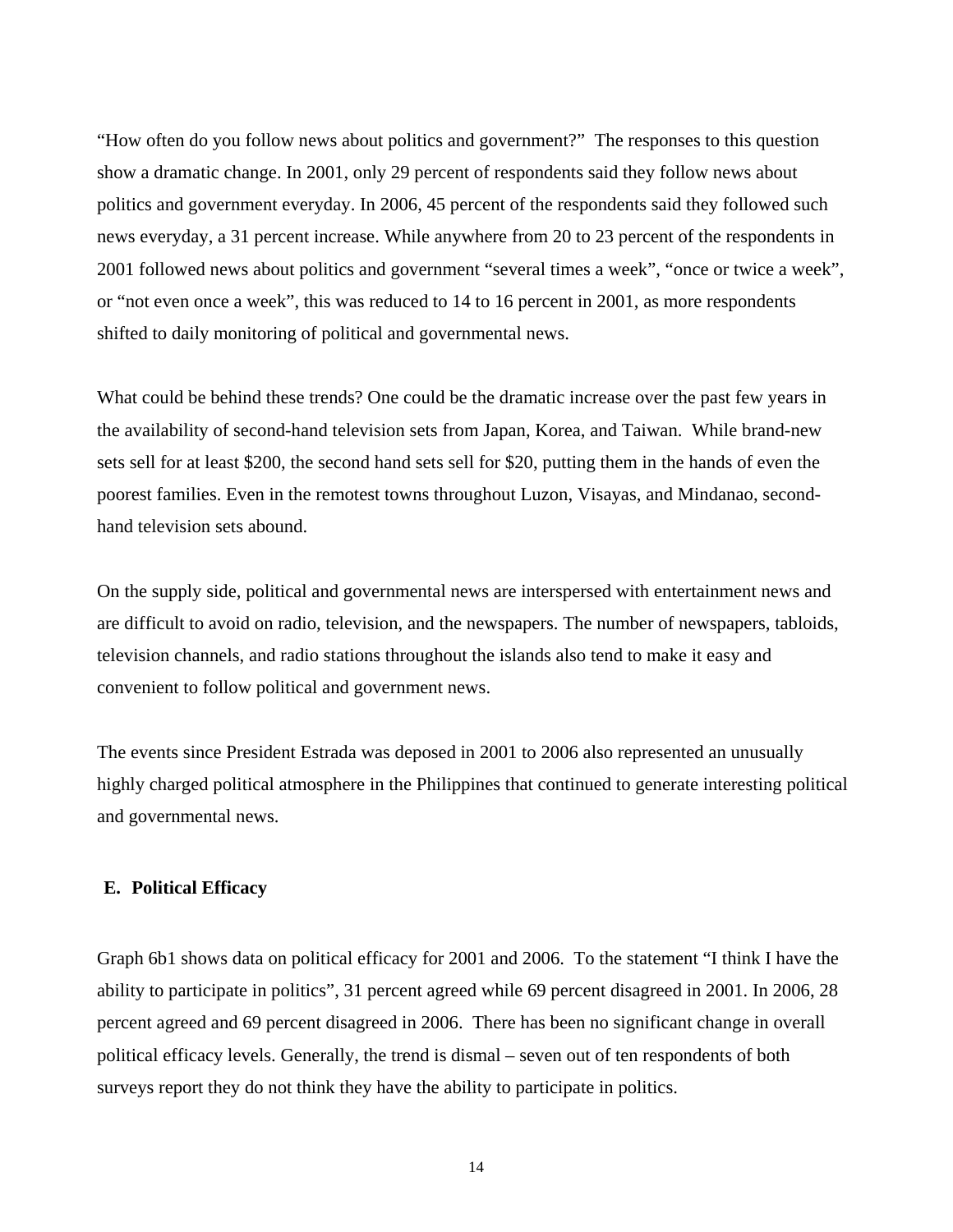"How often do you follow news about politics and government?" The responses to this question show a dramatic change. In 2001, only 29 percent of respondents said they follow news about politics and government everyday. In 2006, 45 percent of the respondents said they followed such news everyday, a 31 percent increase. While anywhere from 20 to 23 percent of the respondents in 2001 followed news about politics and government "several times a week", "once or twice a week", or "not even once a week", this was reduced to 14 to 16 percent in 2001, as more respondents shifted to daily monitoring of political and governmental news.

What could be behind these trends? One could be the dramatic increase over the past few years in the availability of second-hand television sets from Japan, Korea, and Taiwan. While brand-new sets sell for at least $200, the second hand sets sell for $20, putting them in the hands of even the poorest families. Even in the remotest towns throughout Luzon, Visayas, and Mindanao, second-hand television sets abound.

On the supply side, political and governmental news are interspersed with entertainment news and are difficult to avoid on radio, television, and the newspapers. The number of newspapers, tabloids, television channels, and radio stations throughout the islands also tend to make it easy and convenient to follow political and government news.

The events since President Estrada was deposed in 2001 to 2006 also represented an unusually highly charged political atmosphere in the Philippines that continued to generate interesting political and governmental news.

### E. Political Efficacy

Graph 6b1 shows data on political efficacy for 2001 and 2006. To the statement "I think I have the ability to participate in politics", 31 percent agreed while 69 percent disagreed in 2001. In 2006, 28 percent agreed and 69 percent disagreed in 2006. There has been no significant change in overall political efficacy levels. Generally, the trend is dismal – seven out of ten respondents of both surveys report they do not think they have the ability to participate in politics.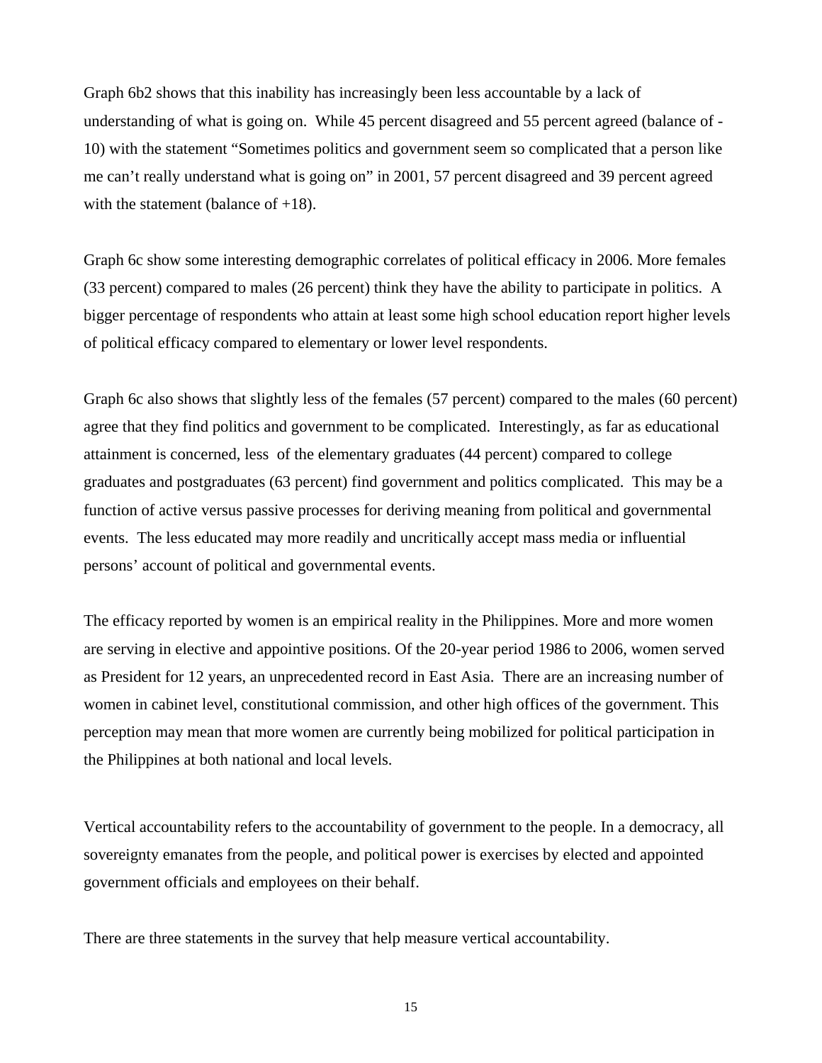Graph 6b2 shows that this inability has increasingly been less accountable by a lack of understanding of what is going on. While 45 percent disagreed and 55 percent agreed (balance of -10) with the statement “Sometimes politics and government seem so complicated that a person like me can’t really understand what is going on” in 2001, 57 percent disagreed and 39 percent agreed with the statement (balance of +18).

Graph 6c show some interesting demographic correlates of political efficacy in 2006. More females (33 percent) compared to males (26 percent) think they have the ability to participate in politics. A bigger percentage of respondents who attain at least some high school education report higher levels of political efficacy compared to elementary or lower level respondents.

Graph 6c also shows that slightly less of the females (57 percent) compared to the males (60 percent) agree that they find politics and government to be complicated. Interestingly, as far as educational attainment is concerned, less of the elementary graduates (44 percent) compared to college graduates and postgraduates (63 percent) find government and politics complicated. This may be a function of active versus passive processes for deriving meaning from political and governmental events. The less educated may more readily and uncritically accept mass media or influential persons’ account of political and governmental events.

The efficacy reported by women is an empirical reality in the Philippines. More and more women are serving in elective and appointive positions. Of the 20-year period 1986 to 2006, women served as President for 12 years, an unprecedented record in East Asia. There are an increasing number of women in cabinet level, constitutional commission, and other high offices of the government. This perception may mean that more women are currently being mobilized for political participation in the Philippines at both national and local levels.

Vertical accountability refers to the accountability of government to the people. In a democracy, all sovereignty emanates from the people, and political power is exercises by elected and appointed government officials and employees on their behalf.

There are three statements in the survey that help measure vertical accountability.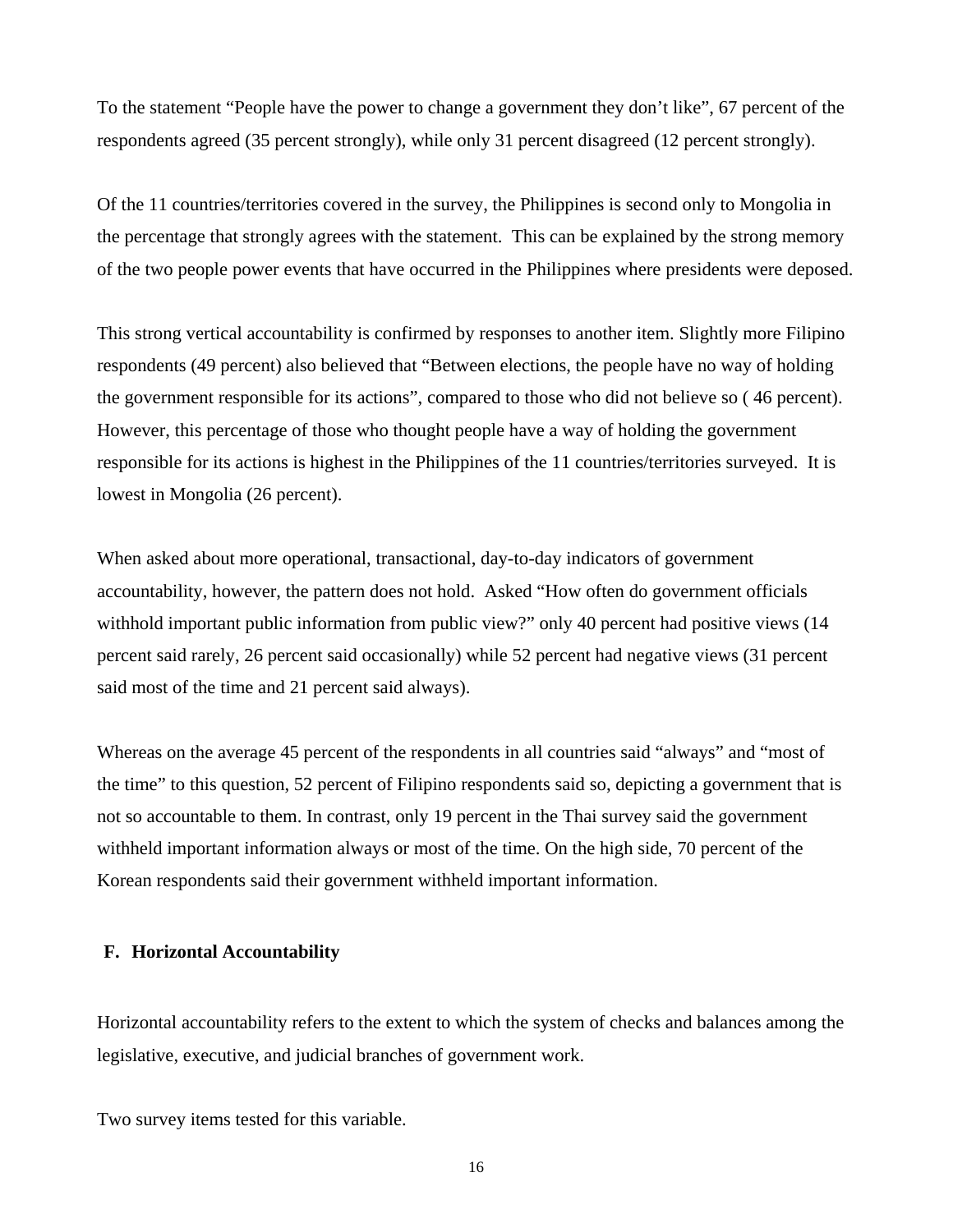To the statement "People have the power to change a government they don't like", 67 percent of the respondents agreed (35 percent strongly), while only 31 percent disagreed (12 percent strongly).

Of the 11 countries/territories covered in the survey, the Philippines is second only to Mongolia in the percentage that strongly agrees with the statement. This can be explained by the strong memory of the two people power events that have occurred in the Philippines where presidents were deposed.

This strong vertical accountability is confirmed by responses to another item. Slightly more Filipino respondents (49 percent) also believed that "Between elections, the people have no way of holding the government responsible for its actions", compared to those who did not believe so ( 46 percent). However, this percentage of those who thought people have a way of holding the government responsible for its actions is highest in the Philippines of the 11 countries/territories surveyed. It is lowest in Mongolia (26 percent).

When asked about more operational, transactional, day-to-day indicators of government accountability, however, the pattern does not hold. Asked "How often do government officials withhold important public information from public view?" only 40 percent had positive views (14 percent said rarely, 26 percent said occasionally) while 52 percent had negative views (31 percent said most of the time and 21 percent said always).

Whereas on the average 45 percent of the respondents in all countries said "always" and "most of the time" to this question, 52 percent of Filipino respondents said so, depicting a government that is not so accountable to them. In contrast, only 19 percent in the Thai survey said the government withheld important information always or most of the time. On the high side, 70 percent of the Korean respondents said their government withheld important information.

## F. Horizontal Accountability

Horizontal accountability refers to the extent to which the system of checks and balances among the legislative, executive, and judicial branches of government work.

Two survey items tested for this variable.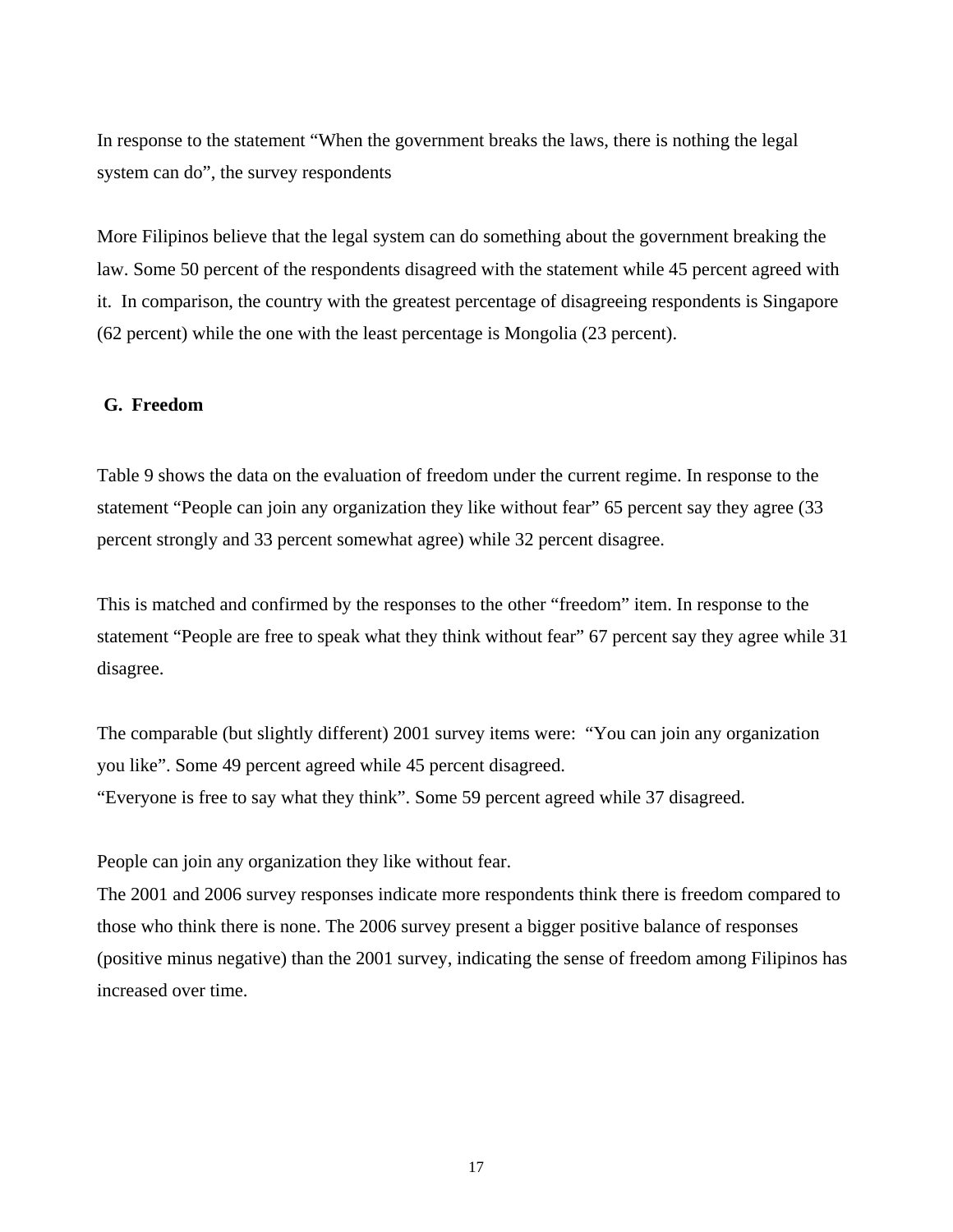In response to the statement “When the government breaks the laws, there is nothing the legal system can do”, the survey respondents

More Filipinos believe that the legal system can do something about the government breaking the law. Some 50 percent of the respondents disagreed with the statement while 45 percent agreed with it.  In comparison, the country with the greatest percentage of disagreeing respondents is Singapore (62 percent) while the one with the least percentage is Mongolia (23 percent).

## G.  Freedom

Table 9 shows the data on the evaluation of freedom under the current regime. In response to the statement “People can join any organization they like without fear” 65 percent say they agree (33 percent strongly and 33 percent somewhat agree) while 32 percent disagree.

This is matched and confirmed by the responses to the other “freedom” item. In response to the statement “People are free to speak what they think without fear” 67 percent say they agree while 31 disagree.

The comparable (but slightly different) 2001 survey items were:  “You can join any organization you like”. Some 49 percent agreed while 45 percent disagreed.
“Everyone is free to say what they think”. Some 59 percent agreed while 37 disagreed.

People can join any organization they like without fear.
The 2001 and 2006 survey responses indicate more respondents think there is freedom compared to those who think there is none. The 2006 survey present a bigger positive balance of responses (positive minus negative) than the 2001 survey, indicating the sense of freedom among Filipinos has increased over time.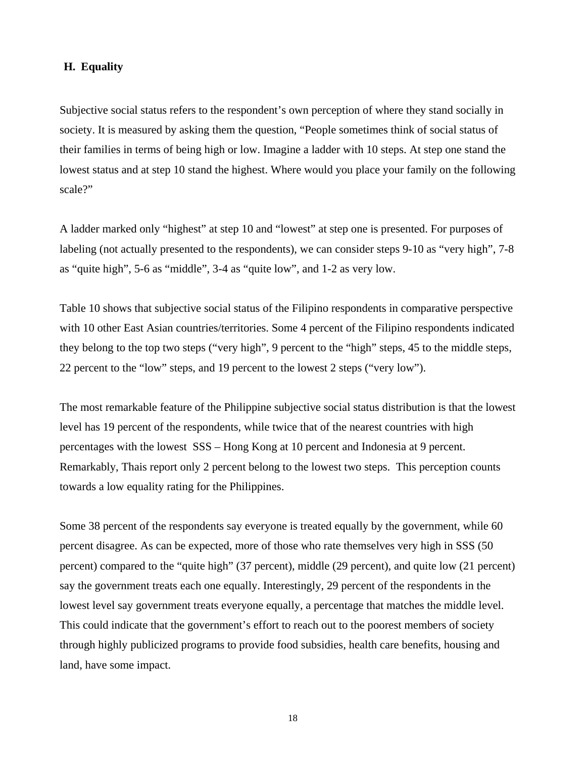## H. Equality

Subjective social status refers to the respondent's own perception of where they stand socially in society. It is measured by asking them the question, "People sometimes think of social status of their families in terms of being high or low. Imagine a ladder with 10 steps. At step one stand the lowest status and at step 10 stand the highest. Where would you place your family on the following scale?"

A ladder marked only "highest" at step 10 and "lowest" at step one is presented. For purposes of labeling (not actually presented to the respondents), we can consider steps 9-10 as "very high", 7-8 as "quite high", 5-6 as "middle", 3-4 as "quite low", and 1-2 as very low.

Table 10 shows that subjective social status of the Filipino respondents in comparative perspective with 10 other East Asian countries/territories. Some 4 percent of the Filipino respondents indicated they belong to the top two steps ("very high", 9 percent to the "high" steps, 45 to the middle steps, 22 percent to the "low" steps, and 19 percent to the lowest 2 steps ("very low").

The most remarkable feature of the Philippine subjective social status distribution is that the lowest level has 19 percent of the respondents, while twice that of the nearest countries with high percentages with the lowest SSS – Hong Kong at 10 percent and Indonesia at 9 percent. Remarkably, Thais report only 2 percent belong to the lowest two steps. This perception counts towards a low equality rating for the Philippines.

Some 38 percent of the respondents say everyone is treated equally by the government, while 60 percent disagree. As can be expected, more of those who rate themselves very high in SSS (50 percent) compared to the "quite high" (37 percent), middle (29 percent), and quite low (21 percent) say the government treats each one equally. Interestingly, 29 percent of the respondents in the lowest level say government treats everyone equally, a percentage that matches the middle level. This could indicate that the government's effort to reach out to the poorest members of society through highly publicized programs to provide food subsidies, health care benefits, housing and land, have some impact.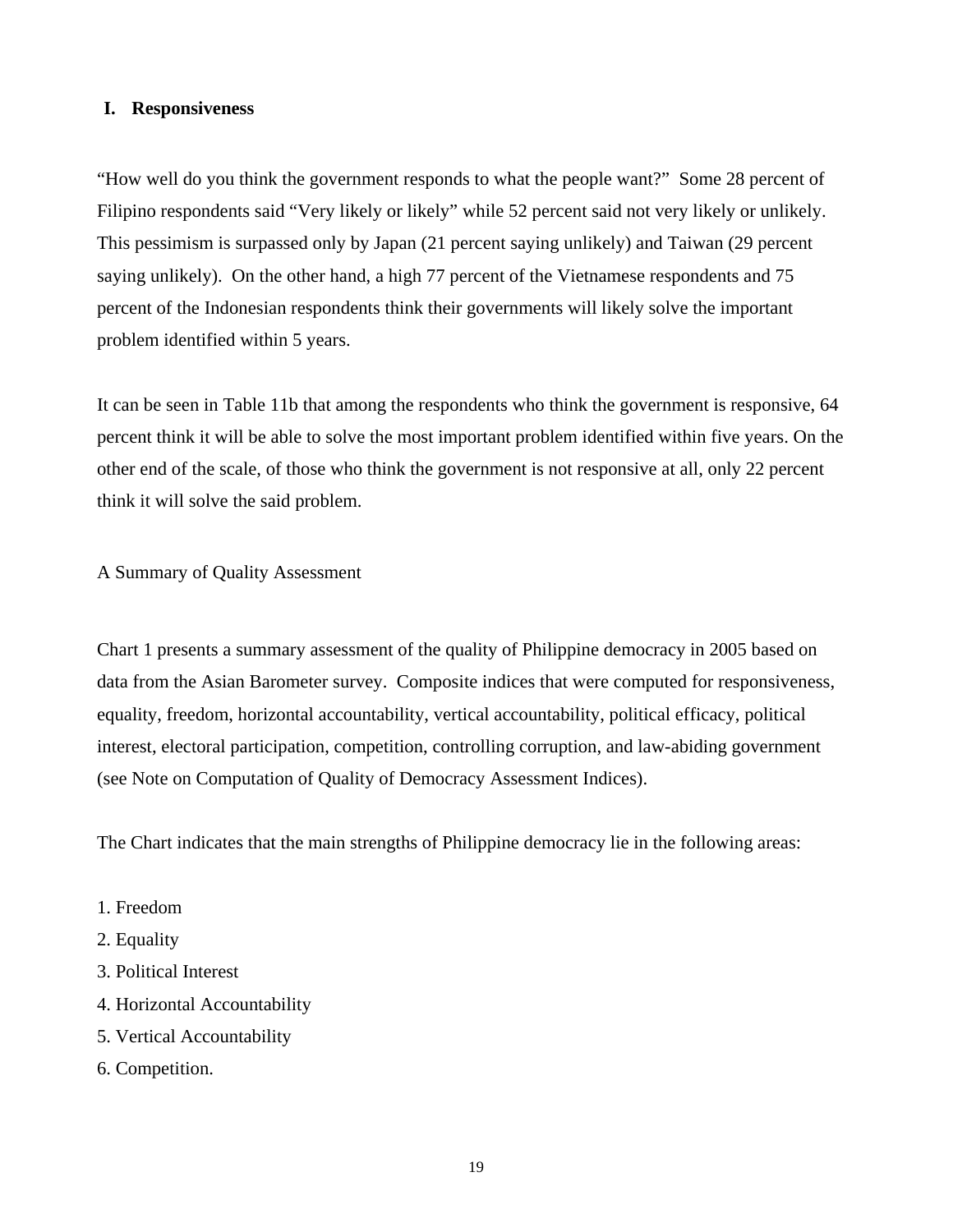## I. Responsiveness

"How well do you think the government responds to what the people want?" Some 28 percent of Filipino respondents said "Very likely or likely" while 52 percent said not very likely or unlikely. This pessimism is surpassed only by Japan (21 percent saying unlikely) and Taiwan (29 percent saying unlikely). On the other hand, a high 77 percent of the Vietnamese respondents and 75 percent of the Indonesian respondents think their governments will likely solve the important problem identified within 5 years.

It can be seen in Table 11b that among the respondents who think the government is responsive, 64 percent think it will be able to solve the most important problem identified within five years. On the other end of the scale, of those who think the government is not responsive at all, only 22 percent think it will solve the said problem.

A Summary of Quality Assessment

Chart 1 presents a summary assessment of the quality of Philippine democracy in 2005 based on data from the Asian Barometer survey. Composite indices that were computed for responsiveness, equality, freedom, horizontal accountability, vertical accountability, political efficacy, political interest, electoral participation, competition, controlling corruption, and law-abiding government (see Note on Computation of Quality of Democracy Assessment Indices).

The Chart indicates that the main strengths of Philippine democracy lie in the following areas:

1. Freedom
2. Equality
3. Political Interest
4. Horizontal Accountability
5. Vertical Accountability
6. Competition.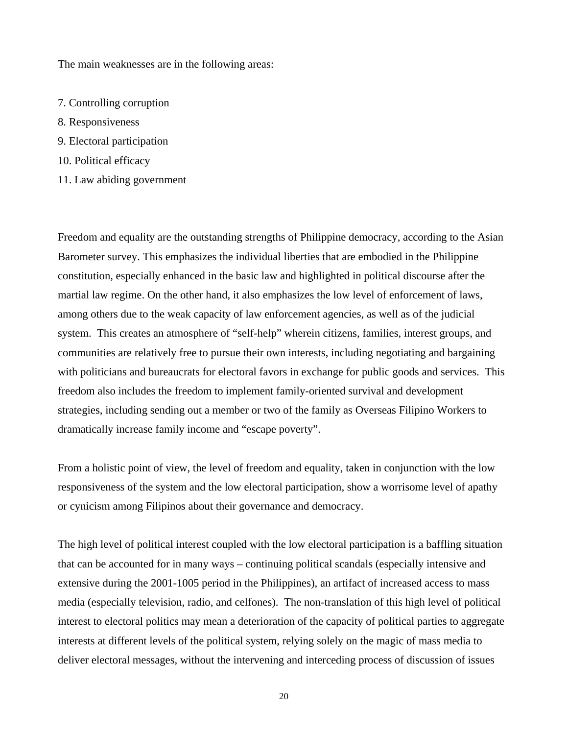The main weaknesses are in the following areas:

7. Controlling corruption
8. Responsiveness
9. Electoral participation
10. Political efficacy
11. Law abiding government

Freedom and equality are the outstanding strengths of Philippine democracy, according to the Asian Barometer survey. This emphasizes the individual liberties that are embodied in the Philippine constitution, especially enhanced in the basic law and highlighted in political discourse after the martial law regime. On the other hand, it also emphasizes the low level of enforcement of laws, among others due to the weak capacity of law enforcement agencies, as well as of the judicial system. This creates an atmosphere of "self-help" wherein citizens, families, interest groups, and communities are relatively free to pursue their own interests, including negotiating and bargaining with politicians and bureaucrats for electoral favors in exchange for public goods and services. This freedom also includes the freedom to implement family-oriented survival and development strategies, including sending out a member or two of the family as Overseas Filipino Workers to dramatically increase family income and "escape poverty".

From a holistic point of view, the level of freedom and equality, taken in conjunction with the low responsiveness of the system and the low electoral participation, show a worrisome level of apathy or cynicism among Filipinos about their governance and democracy.

The high level of political interest coupled with the low electoral participation is a baffling situation that can be accounted for in many ways – continuing political scandals (especially intensive and extensive during the 2001-1005 period in the Philippines), an artifact of increased access to mass media (especially television, radio, and celfones). The non-translation of this high level of political interest to electoral politics may mean a deterioration of the capacity of political parties to aggregate interests at different levels of the political system, relying solely on the magic of mass media to deliver electoral messages, without the intervening and interceding process of discussion of issues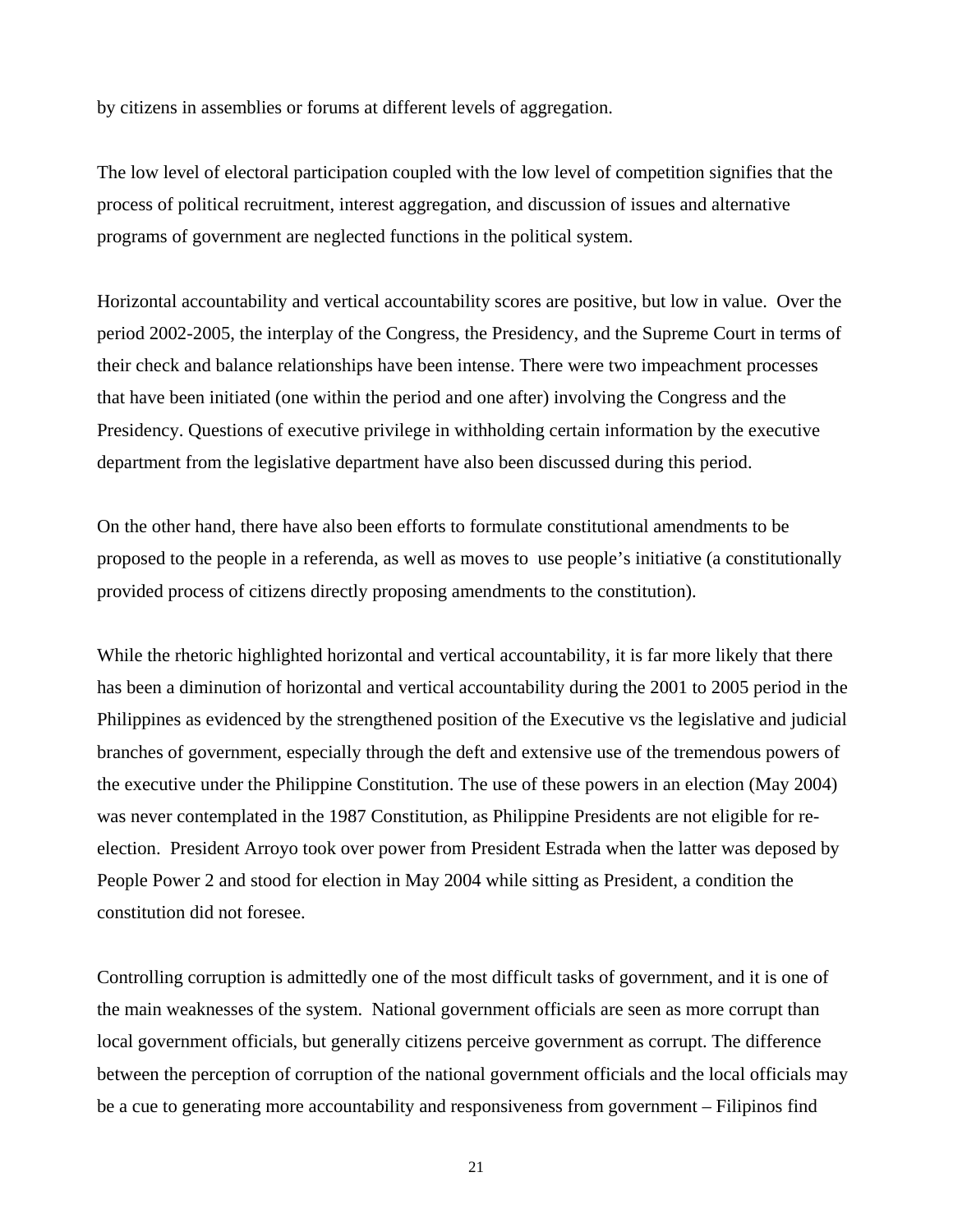by citizens in assemblies or forums at different levels of aggregation.

The low level of electoral participation coupled with the low level of competition signifies that the process of political recruitment, interest aggregation, and discussion of issues and alternative programs of government are neglected functions in the political system.

Horizontal accountability and vertical accountability scores are positive, but low in value. Over the period 2002-2005, the interplay of the Congress, the Presidency, and the Supreme Court in terms of their check and balance relationships have been intense. There were two impeachment processes that have been initiated (one within the period and one after) involving the Congress and the Presidency. Questions of executive privilege in withholding certain information by the executive department from the legislative department have also been discussed during this period.

On the other hand, there have also been efforts to formulate constitutional amendments to be proposed to the people in a referenda, as well as moves to use people's initiative (a constitutionally provided process of citizens directly proposing amendments to the constitution).

While the rhetoric highlighted horizontal and vertical accountability, it is far more likely that there has been a diminution of horizontal and vertical accountability during the 2001 to 2005 period in the Philippines as evidenced by the strengthened position of the Executive vs the legislative and judicial branches of government, especially through the deft and extensive use of the tremendous powers of the executive under the Philippine Constitution. The use of these powers in an election (May 2004) was never contemplated in the 1987 Constitution, as Philippine Presidents are not eligible for re-election. President Arroyo took over power from President Estrada when the latter was deposed by People Power 2 and stood for election in May 2004 while sitting as President, a condition the constitution did not foresee.

Controlling corruption is admittedly one of the most difficult tasks of government, and it is one of the main weaknesses of the system. National government officials are seen as more corrupt than local government officials, but generally citizens perceive government as corrupt. The difference between the perception of corruption of the national government officials and the local officials may be a cue to generating more accountability and responsiveness from government – Filipinos find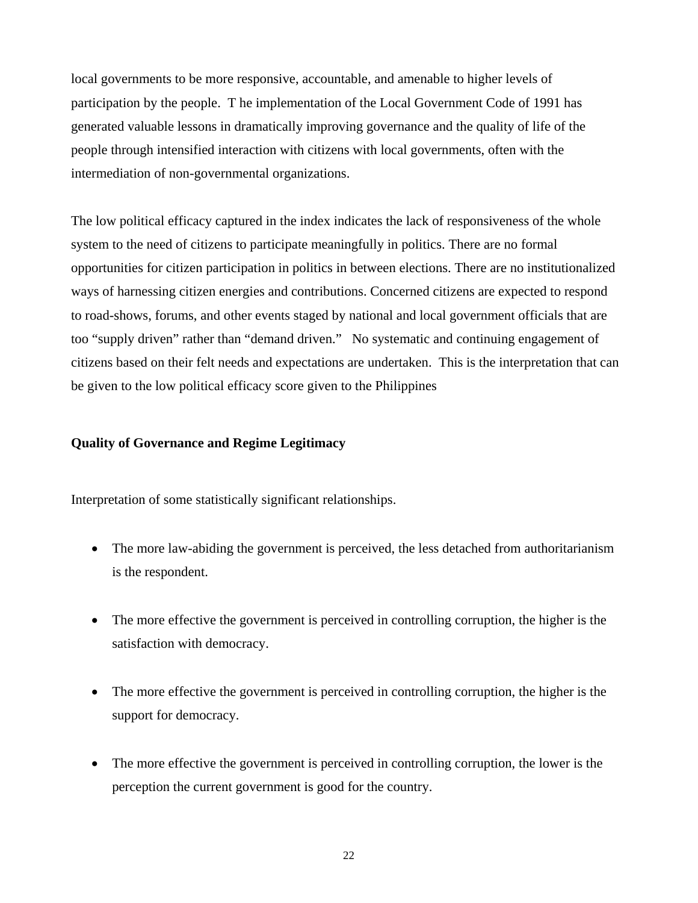local governments to be more responsive, accountable, and amenable to higher levels of participation by the people. T he implementation of the Local Government Code of 1991 has generated valuable lessons in dramatically improving governance and the quality of life of the people through intensified interaction with citizens with local governments, often with the intermediation of non-governmental organizations.

The low political efficacy captured in the index indicates the lack of responsiveness of the whole system to the need of citizens to participate meaningfully in politics. There are no formal opportunities for citizen participation in politics in between elections. There are no institutionalized ways of harnessing citizen energies and contributions. Concerned citizens are expected to respond to road-shows, forums, and other events staged by national and local government officials that are too "supply driven" rather than "demand driven." No systematic and continuing engagement of citizens based on their felt needs and expectations are undertaken. This is the interpretation that can be given to the low political efficacy score given to the Philippines

**Quality of Governance and Regime Legitimacy**

Interpretation of some statistically significant relationships.

- The more law-abiding the government is perceived, the less detached from authoritarianism is the respondent.

- The more effective the government is perceived in controlling corruption, the higher is the satisfaction with democracy.

- The more effective the government is perceived in controlling corruption, the higher is the support for democracy.

- The more effective the government is perceived in controlling corruption, the lower is the perception the current government is good for the country.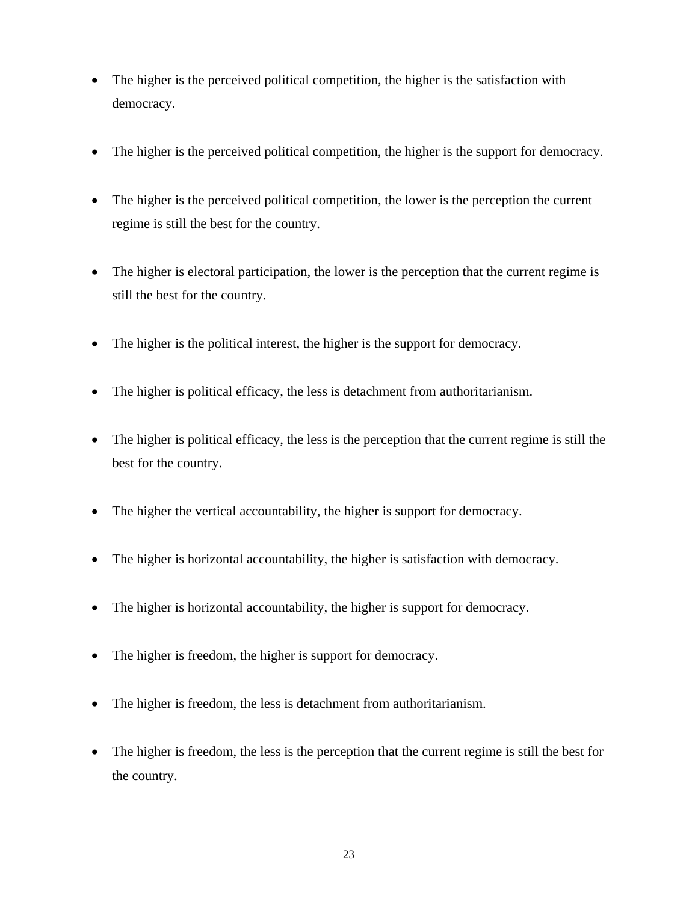- The higher is the perceived political competition, the higher is the satisfaction with democracy.

- The higher is the perceived political competition, the higher is the support for democracy.

- The higher is the perceived political competition, the lower is the perception the current regime is still the best for the country.

- The higher is electoral participation, the lower is the perception that the current regime is still the best for the country.

- The higher is the political interest, the higher is the support for democracy.

- The higher is political efficacy, the less is detachment from authoritarianism.

- The higher is political efficacy, the less is the perception that the current regime is still the best for the country.

- The higher the vertical accountability, the higher is support for democracy.

- The higher is horizontal accountability, the higher is satisfaction with democracy.

- The higher is horizontal accountability, the higher is support for democracy.

- The higher is freedom, the higher is support for democracy.

- The higher is freedom, the less is detachment from authoritarianism.

- The higher is freedom, the less is the perception that the current regime is still the best for the country.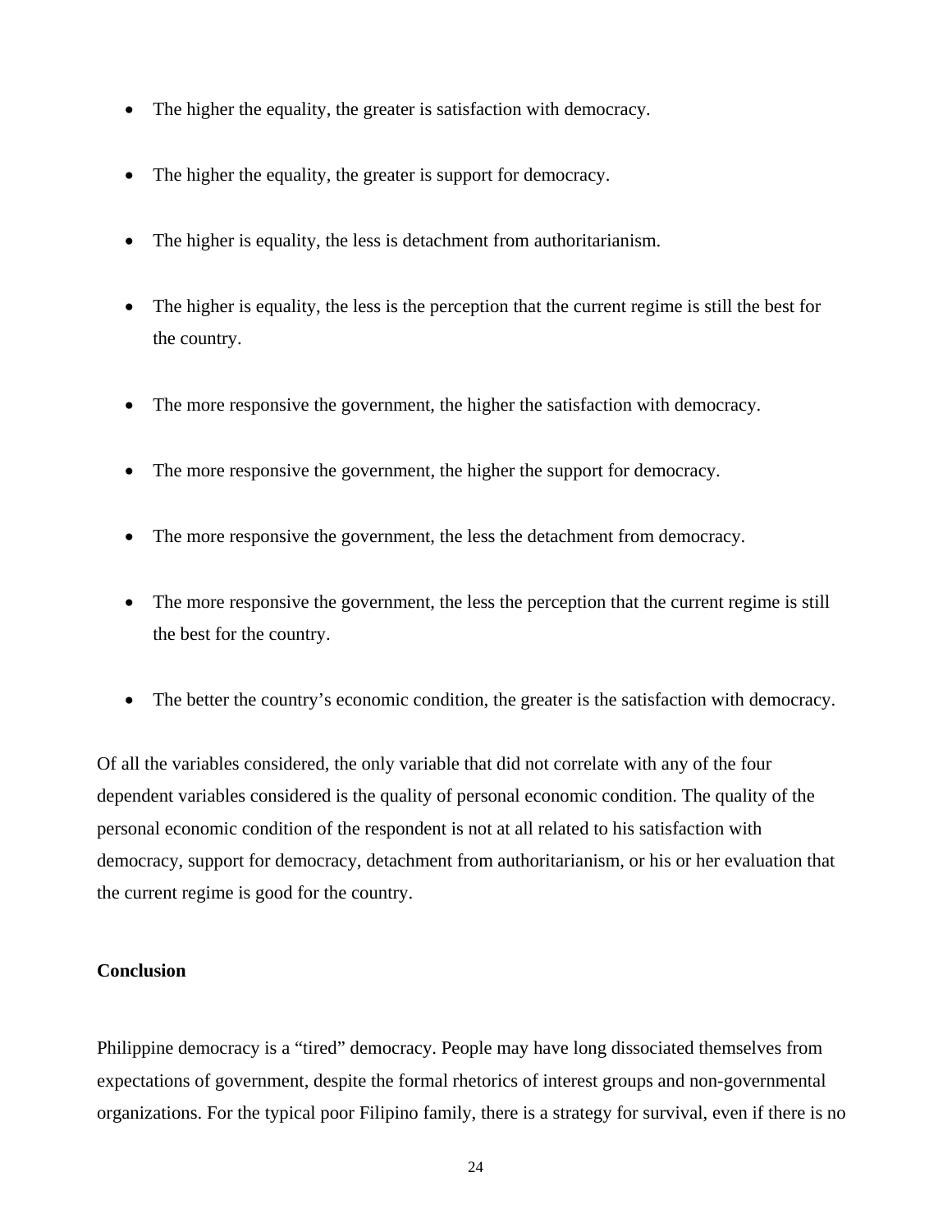- The higher the equality, the greater is satisfaction with democracy.

- The higher the equality, the greater is support for democracy.

- The higher is equality, the less is detachment from authoritarianism.

- The higher is equality, the less is the perception that the current regime is still the best for the country.

- The more responsive the government, the higher the satisfaction with democracy.

- The more responsive the government, the higher the support for democracy.

- The more responsive the government, the less the detachment from democracy.

- The more responsive the government, the less the perception that the current regime is still the best for the country.

- The better the country's economic condition, the greater is the satisfaction with democracy.

Of all the variables considered, the only variable that did not correlate with any of the four dependent variables considered is the quality of personal economic condition. The quality of the personal economic condition of the respondent is not at all related to his satisfaction with democracy, support for democracy, detachment from authoritarianism, or his or her evaluation that the current regime is good for the country.

**Conclusion**

Philippine democracy is a "tired" democracy. People may have long dissociated themselves from expectations of government, despite the formal rhetorics of interest groups and non-governmental organizations. For the typical poor Filipino family, there is a strategy for survival, even if there is no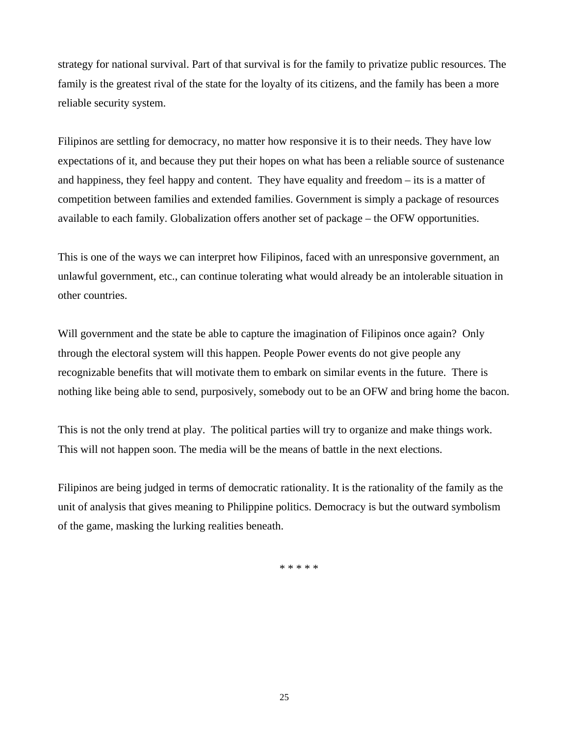strategy for national survival. Part of that survival is for the family to privatize public resources. The family is the greatest rival of the state for the loyalty of its citizens, and the family has been a more reliable security system.

Filipinos are settling for democracy, no matter how responsive it is to their needs. They have low expectations of it, and because they put their hopes on what has been a reliable source of sustenance and happiness, they feel happy and content. They have equality and freedom – its is a matter of competition between families and extended families. Government is simply a package of resources available to each family. Globalization offers another set of package – the OFW opportunities.

This is one of the ways we can interpret how Filipinos, faced with an unresponsive government, an unlawful government, etc., can continue tolerating what would already be an intolerable situation in other countries.

Will government and the state be able to capture the imagination of Filipinos once again? Only through the electoral system will this happen. People Power events do not give people any recognizable benefits that will motivate them to embark on similar events in the future. There is nothing like being able to send, purposively, somebody out to be an OFW and bring home the bacon.

This is not the only trend at play. The political parties will try to organize and make things work. This will not happen soon. The media will be the means of battle in the next elections.

Filipinos are being judged in terms of democratic rationality. It is the rationality of the family as the unit of analysis that gives meaning to Philippine politics. Democracy is but the outward symbolism of the game, masking the lurking realities beneath.

* * * * *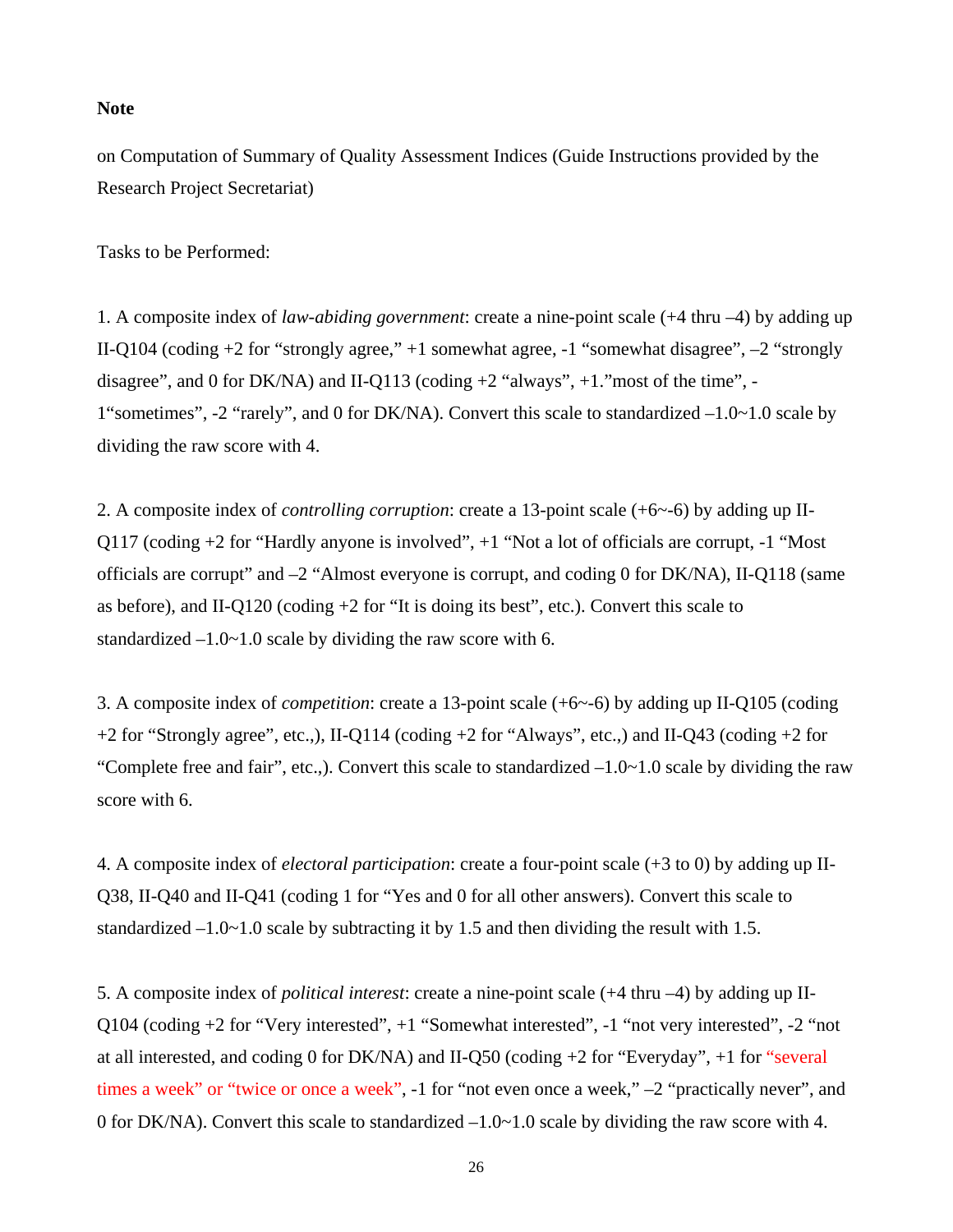**Note**

on Computation of Summary of Quality Assessment Indices (Guide Instructions provided by the Research Project Secretariat)

Tasks to be Performed:

1. A composite index of *law-abiding government*: create a nine-point scale (+4 thru –4) by adding up II-Q104 (coding +2 for "strongly agree," +1 somewhat agree, -1 "somewhat disagree", –2 "strongly disagree", and 0 for DK/NA) and II-Q113 (coding +2 "always", +1."most of the time", -1"sometimes", -2 "rarely", and 0 for DK/NA). Convert this scale to standardized –1.0~1.0 scale by dividing the raw score with 4.

2. A composite index of *controlling corruption*: create a 13-point scale (+6~-6) by adding up II-Q117 (coding +2 for "Hardly anyone is involved", +1 "Not a lot of officials are corrupt, -1 "Most officials are corrupt" and –2 "Almost everyone is corrupt, and coding 0 for DK/NA), II-Q118 (same as before), and II-Q120 (coding +2 for "It is doing its best", etc.). Convert this scale to standardized –1.0~1.0 scale by dividing the raw score with 6.

3. A composite index of *competition*: create a 13-point scale (+6~-6) by adding up II-Q105 (coding +2 for "Strongly agree", etc.,), II-Q114 (coding +2 for "Always", etc.,) and II-Q43 (coding +2 for "Complete free and fair", etc.,). Convert this scale to standardized –1.0~1.0 scale by dividing the raw score with 6.

4. A composite index of *electoral participation*: create a four-point scale (+3 to 0) by adding up II-Q38, II-Q40 and II-Q41 (coding 1 for "Yes and 0 for all other answers). Convert this scale to standardized –1.0~1.0 scale by subtracting it by 1.5 and then dividing the result with 1.5.

5. A composite index of *political interest*: create a nine-point scale (+4 thru –4) by adding up II-Q104 (coding +2 for "Very interested", +1 "Somewhat interested", -1 "not very interested", -2 "not at all interested, and coding 0 for DK/NA) and II-Q50 (coding +2 for "Everyday", +1 for "several times a week" or "twice or once a week", -1 for "not even once a week," –2 "practically never", and 0 for DK/NA). Convert this scale to standardized –1.0~1.0 scale by dividing the raw score with 4.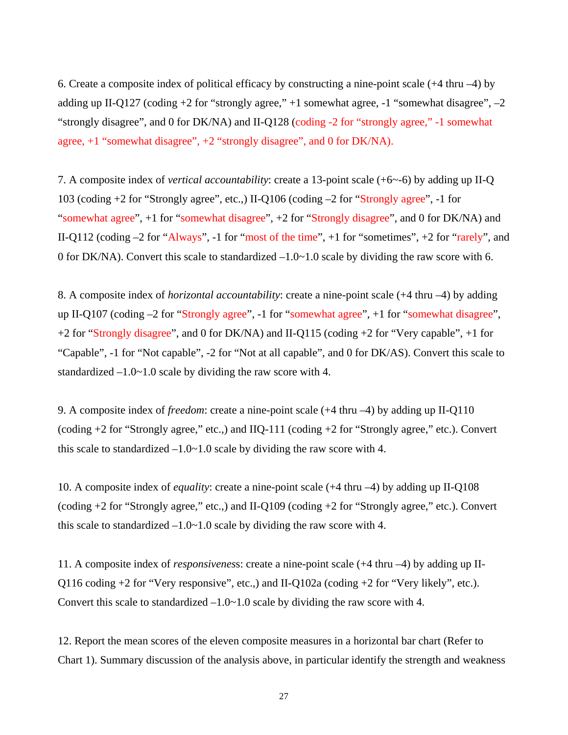6. Create a composite index of political efficacy by constructing a nine-point scale (+4 thru –4) by adding up II-Q127 (coding +2 for "strongly agree," +1 somewhat agree, -1 "somewhat disagree", –2 "strongly disagree", and 0 for DK/NA) and II-Q128 (coding -2 for "strongly agree," -1 somewhat agree, +1 "somewhat disagree", +2 "strongly disagree", and 0 for DK/NA).

7. A composite index of *vertical accountability*: create a 13-point scale (+6~-6) by adding up II-Q 103 (coding +2 for "Strongly agree", etc.,) II-Q106 (coding –2 for "Strongly agree", -1 for "somewhat agree", +1 for "somewhat disagree", +2 for "Strongly disagree", and 0 for DK/NA) and II-Q112 (coding –2 for "Always", -1 for "most of the time", +1 for "sometimes", +2 for "rarely", and 0 for DK/NA). Convert this scale to standardized –1.0~1.0 scale by dividing the raw score with 6.

8. A composite index of *horizontal accountability*: create a nine-point scale (+4 thru –4) by adding up II-Q107 (coding –2 for "Strongly agree", -1 for "somewhat agree", +1 for "somewhat disagree", +2 for "Strongly disagree", and 0 for DK/NA) and II-Q115 (coding +2 for "Very capable", +1 for "Capable", -1 for "Not capable", -2 for "Not at all capable", and 0 for DK/AS). Convert this scale to standardized –1.0~1.0 scale by dividing the raw score with 4.

9. A composite index of *freedom*: create a nine-point scale (+4 thru –4) by adding up II-Q110 (coding +2 for "Strongly agree," etc.,) and IIQ-111 (coding +2 for "Strongly agree," etc.). Convert this scale to standardized –1.0~1.0 scale by dividing the raw score with 4.

10. A composite index of *equality*: create a nine-point scale (+4 thru –4) by adding up II-Q108 (coding +2 for "Strongly agree," etc.,) and II-Q109 (coding +2 for "Strongly agree," etc.). Convert this scale to standardized –1.0~1.0 scale by dividing the raw score with 4.

11. A composite index of *responsiveness*: create a nine-point scale (+4 thru –4) by adding up II-Q116 coding +2 for "Very responsive", etc.,) and II-Q102a (coding +2 for "Very likely", etc.). Convert this scale to standardized –1.0~1.0 scale by dividing the raw score with 4.

12. Report the mean scores of the eleven composite measures in a horizontal bar chart (Refer to Chart 1). Summary discussion of the analysis above, in particular identify the strength and weakness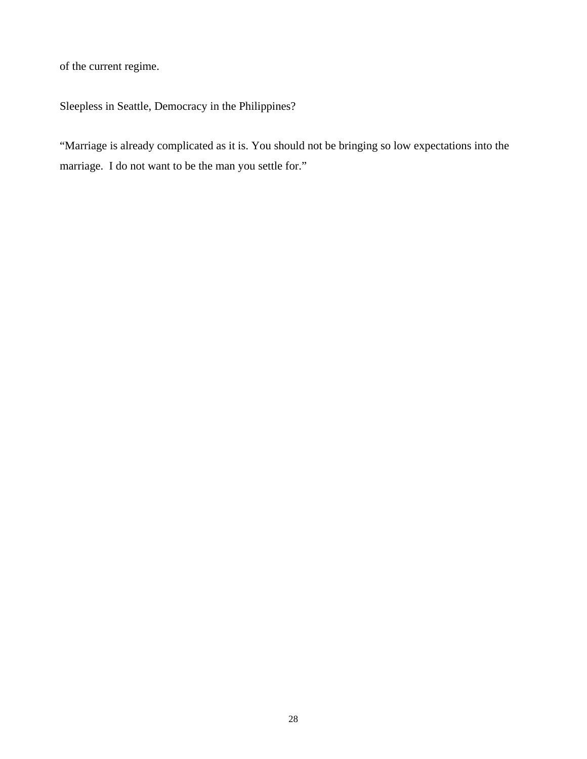of the current regime.

Sleepless in Seattle, Democracy in the Philippines?

"Marriage is already complicated as it is. You should not be bringing so low expectations into the marriage.  I do not want to be the man you settle for."